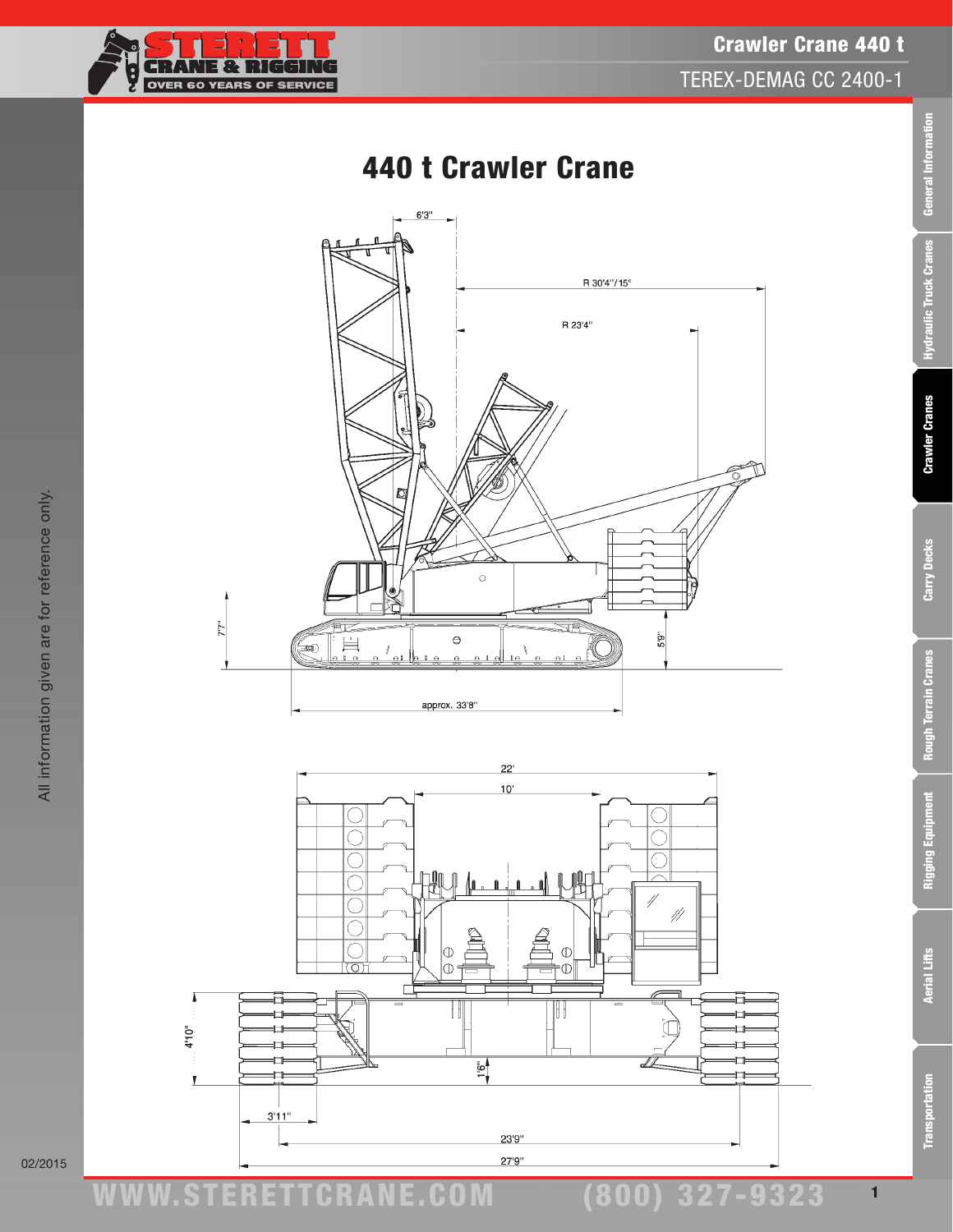# 440 t Crawler Crane

6'3"

R 30'4"/15°

R 23'4"

7'7"

5'9"

approx. 33'8"

22'

10'

4'10"

1'6"

3'11"

23'9"

27'9"

All information given are for reference only.

02/2015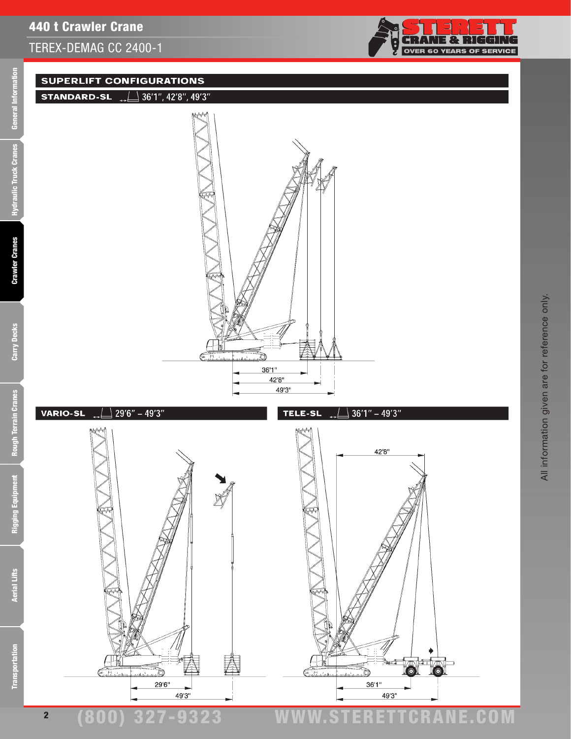## SUPERLIFT CONFIGURATIONS

### STANDARD-SL 36'1", 42'8", 49'3"

36'1"
42'8"
49'3"

### VARIO-SL 29'6" – 49'3"

29'6"
49'3"

### TELE-SL 36'1" – 49'3"

42'8"
36'1"
49'3"

All information given are for reference only.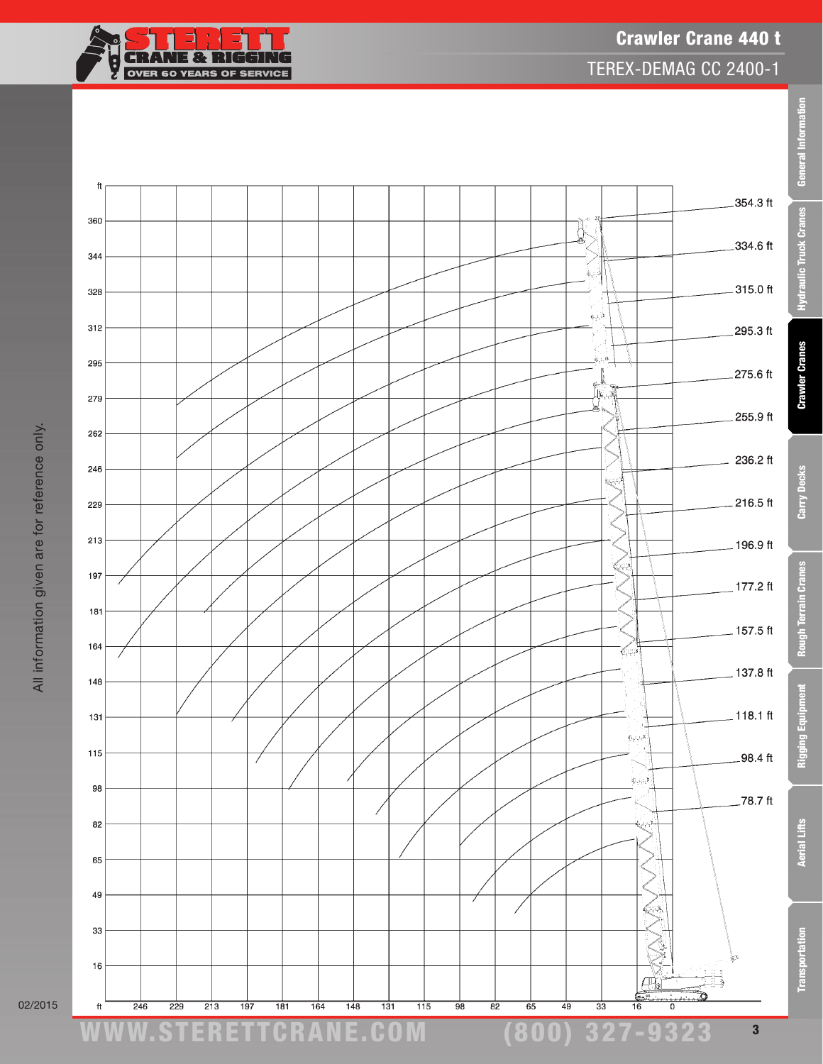# Crawler Crane 440 t

## TEREX-DEMAG CC 2400-1

| Boom length |
|---|
| 354.3 ft |
| 334.6 ft |
| 315.0 ft |
| 295.3 ft |
| 275.6 ft |
| 255.9 ft |
| 236.2 ft |
| 216.5 ft |
| 196.9 ft |
| 177.2 ft |
| 157.5 ft |
| 137.8 ft |
| 118.1 ft |
| 98.4 ft |
| 78.7 ft |

Height axis (ft): 360, 344, 328, 312, 295, 279, 262, 246, 229, 213, 197, 181, 164, 148, 131, 115, 98, 82, 65, 49, 33, 16

Radius axis (ft): 246, 229, 213, 197, 181, 164, 148, 131, 115, 98, 82, 65, 49, 33, 16, 0

All information given are for reference only.

02/2015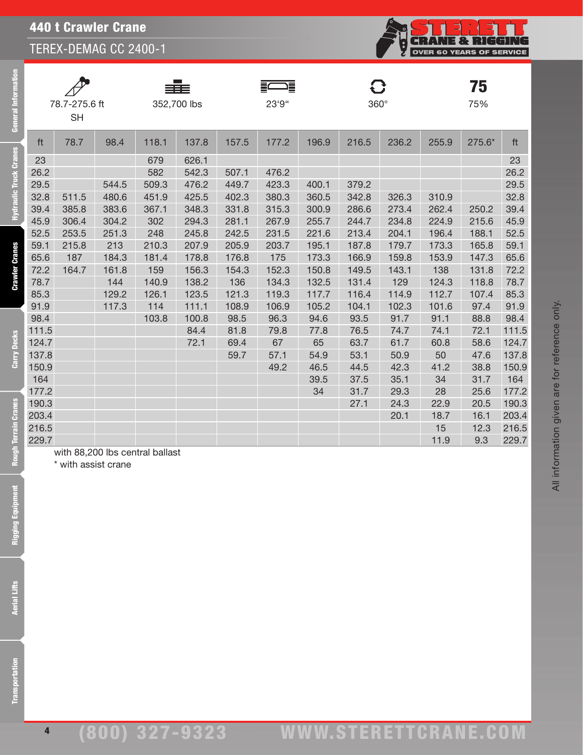# 440 t Crawler Crane

## TEREX-DEMAG CC 2400-1

| 78.7-275.6 ft SH | 352,700 lbs | 23'9" | 360° | 75% |
|---|---|---|---|---|

| ft | 78.7 | 98.4 | 118.1 | 137.8 | 157.5 | 177.2 | 196.9 | 216.5 | 236.2 | 255.9 | 275.6* | ft |
|---|---|---|---|---|---|---|---|---|---|---|---|---|
| 23 | | | 679 | 626.1 | | | | | | | | 23 |
| 26.2 | | | 582 | 542.3 | 507.1 | 476.2 | | | | | | 26.2 |
| 29.5 | | 544.5 | 509.3 | 476.2 | 449.7 | 423.3 | 400.1 | 379.2 | | | | 29.5 |
| 32.8 | 511.5 | 480.6 | 451.9 | 425.5 | 402.3 | 380.3 | 360.5 | 342.8 | 326.3 | 310.9 | | 32.8 |
| 39.4 | 385.8 | 383.6 | 367.1 | 348.3 | 331.8 | 315.3 | 300.9 | 286.6 | 273.4 | 262.4 | 250.2 | 39.4 |
| 45.9 | 306.4 | 304.2 | 302 | 294.3 | 281.1 | 267.9 | 255.7 | 244.7 | 234.8 | 224.9 | 215.6 | 45.9 |
| 52.5 | 253.5 | 251.3 | 248 | 245.8 | 242.5 | 231.5 | 221.6 | 213.4 | 204.1 | 196.4 | 188.1 | 52.5 |
| 59.1 | 215.8 | 213 | 210.3 | 207.9 | 205.9 | 203.7 | 195.1 | 187.8 | 179.7 | 173.3 | 165.8 | 59.1 |
| 65.6 | 187 | 184.3 | 181.4 | 178.8 | 176.8 | 175 | 173.3 | 166.9 | 159.8 | 153.9 | 147.3 | 65.6 |
| 72.2 | 164.7 | 161.8 | 159 | 156.3 | 154.3 | 152.3 | 150.8 | 149.5 | 143.1 | 138 | 131.8 | 72.2 |
| 78.7 | | 144 | 140.9 | 138.2 | 136 | 134.3 | 132.5 | 131.4 | 129 | 124.3 | 118.8 | 78.7 |
| 85.3 | | 129.2 | 126.1 | 123.5 | 121.3 | 119.3 | 117.7 | 116.4 | 114.9 | 112.7 | 107.4 | 85.3 |
| 91.9 | | 117.3 | 114 | 111.1 | 108.9 | 106.9 | 105.2 | 104.1 | 102.3 | 101.6 | 97.4 | 91.9 |
| 98.4 | | | 103.8 | 100.8 | 98.5 | 96.3 | 94.6 | 93.5 | 91.7 | 91.1 | 88.8 | 98.4 |
| 111.5 | | | | 84.4 | 81.8 | 79.8 | 77.8 | 76.5 | 74.7 | 74.1 | 72.1 | 111.5 |
| 124.7 | | | | 72.1 | 69.4 | 67 | 65 | 63.7 | 61.7 | 60.8 | 58.6 | 124.7 |
| 137.8 | | | | | 59.7 | 57.1 | 54.9 | 53.1 | 50.9 | 50 | 47.6 | 137.8 |
| 150.9 | | | | | | 49.2 | 46.5 | 44.5 | 42.3 | 41.2 | 38.8 | 150.9 |
| 164 | | | | | | | 39.5 | 37.5 | 35.1 | 34 | 31.7 | 164 |
| 177.2 | | | | | | | 34 | 31.7 | 29.3 | 28 | 25.6 | 177.2 |
| 190.3 | | | | | | | | 27.1 | 24.3 | 22.9 | 20.5 | 190.3 |
| 203.4 | | | | | | | | | 20.1 | 18.7 | 16.1 | 203.4 |
| 216.5 | | | | | | | | | | 15 | 12.3 | 216.5 |
| 229.7 | | | | | | | | | | 11.9 | 9.3 | 229.7 |

with 88,200 lbs central ballast

* with assist crane

All information given are for reference only.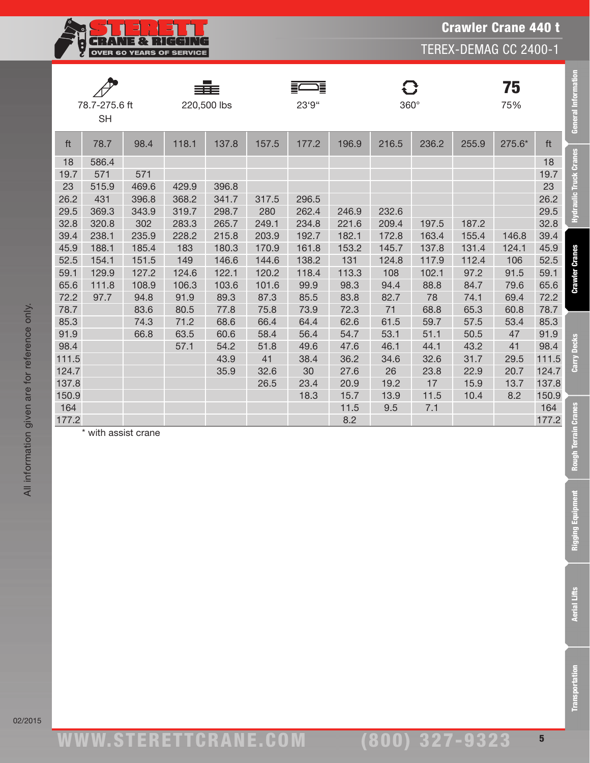# Crawler Crane 440 t

## TEREX-DEMAG CC 2400-1

| 78.7-275.6 ft SH | 220,500 lbs | 23'9" | 360° | 75 75% |
|---|---|---|---|---|

| ft | 78.7 | 98.4 | 118.1 | 137.8 | 157.5 | 177.2 | 196.9 | 216.5 | 236.2 | 255.9 | 275.6* | ft |
|---|---|---|---|---|---|---|---|---|---|---|---|---|
| 18 | 586.4 | | | | | | | | | | | 18 |
| 19.7 | 571 | 571 | | | | | | | | | | 19.7 |
| 23 | 515.9 | 469.6 | 429.9 | 396.8 | | | | | | | | 23 |
| 26.2 | 431 | 396.8 | 368.2 | 341.7 | 317.5 | 296.5 | | | | | | 26.2 |
| 29.5 | 369.3 | 343.9 | 319.7 | 298.7 | 280 | 262.4 | 246.9 | 232.6 | | | | 29.5 |
| 32.8 | 320.8 | 302 | 283.3 | 265.7 | 249.1 | 234.8 | 221.6 | 209.4 | 197.5 | 187.2 | | 32.8 |
| 39.4 | 238.1 | 235.9 | 228.2 | 215.8 | 203.9 | 192.7 | 182.1 | 172.8 | 163.4 | 155.4 | 146.8 | 39.4 |
| 45.9 | 188.1 | 185.4 | 183 | 180.3 | 170.9 | 161.8 | 153.2 | 145.7 | 137.8 | 131.4 | 124.1 | 45.9 |
| 52.5 | 154.1 | 151.5 | 149 | 146.6 | 144.6 | 138.2 | 131 | 124.8 | 117.9 | 112.4 | 106 | 52.5 |
| 59.1 | 129.9 | 127.2 | 124.6 | 122.1 | 120.2 | 118.4 | 113.3 | 108 | 102.1 | 97.2 | 91.5 | 59.1 |
| 65.6 | 111.8 | 108.9 | 106.3 | 103.6 | 101.6 | 99.9 | 98.3 | 94.4 | 88.8 | 84.7 | 79.6 | 65.6 |
| 72.2 | 97.7 | 94.8 | 91.9 | 89.3 | 87.3 | 85.5 | 83.8 | 82.7 | 78 | 74.1 | 69.4 | 72.2 |
| 78.7 | | 83.6 | 80.5 | 77.8 | 75.8 | 73.9 | 72.3 | 71 | 68.8 | 65.3 | 60.8 | 78.7 |
| 85.3 | | 74.3 | 71.2 | 68.6 | 66.4 | 64.4 | 62.6 | 61.5 | 59.7 | 57.5 | 53.4 | 85.3 |
| 91.9 | | 66.8 | 63.5 | 60.6 | 58.4 | 56.4 | 54.7 | 53.1 | 51.1 | 50.5 | 47 | 91.9 |
| 98.4 | | | 57.1 | 54.2 | 51.8 | 49.6 | 47.6 | 46.1 | 44.1 | 43.2 | 41 | 98.4 |
| 111.5 | | | | 43.9 | 41 | 38.4 | 36.2 | 34.6 | 32.6 | 31.7 | 29.5 | 111.5 |
| 124.7 | | | | 35.9 | 32.6 | 30 | 27.6 | 26 | 23.8 | 22.9 | 20.7 | 124.7 |
| 137.8 | | | | | 26.5 | 23.4 | 20.9 | 19.2 | 17 | 15.9 | 13.7 | 137.8 |
| 150.9 | | | | | | 18.3 | 15.7 | 13.9 | 11.5 | 10.4 | 8.2 | 150.9 |
| 164 | | | | | | | 11.5 | 9.5 | 7.1 | | | 164 |
| 177.2 | | | | | | | 8.2 | | | | | 177.2 |

* with assist crane

All information given are for reference only.

02/2015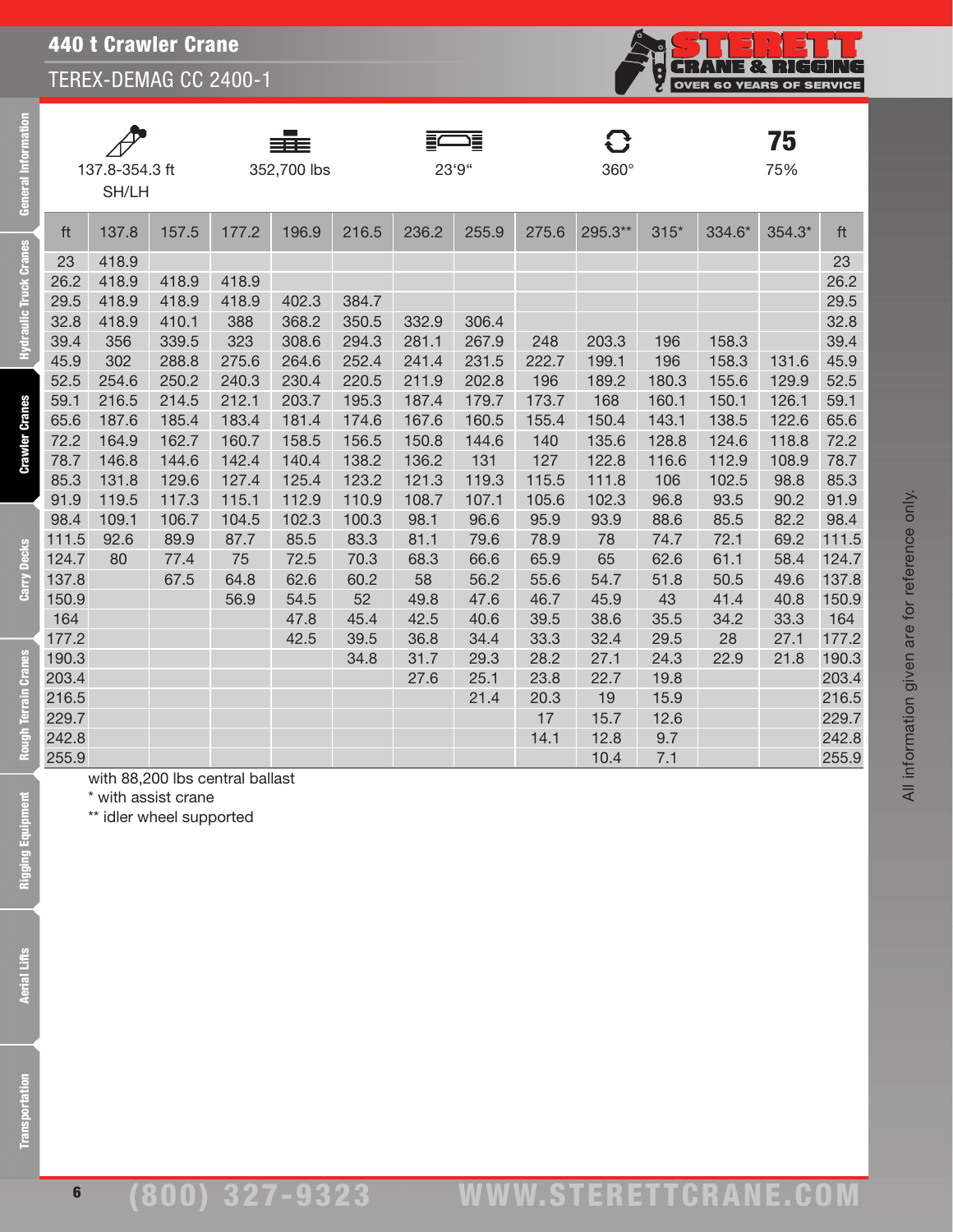# 440 t Crawler Crane

## TEREX-DEMAG CC 2400-1

| 137.8-354.3 ft SH/LH | 352,700 lbs | 23'9" | 360° | 75 75% |
|---|---|---|---|---|

| ft | 137.8 | 157.5 | 177.2 | 196.9 | 216.5 | 236.2 | 255.9 | 275.6 | 295.3** | 315* | 334.6* | 354.3* | ft |
|---|---|---|---|---|---|---|---|---|---|---|---|---|---|
| 23 | 418.9 | | | | | | | | | | | | 23 |
| 26.2 | 418.9 | 418.9 | 418.9 | | | | | | | | | | 26.2 |
| 29.5 | 418.9 | 418.9 | 418.9 | 402.3 | 384.7 | | | | | | | | 29.5 |
| 32.8 | 418.9 | 410.1 | 388 | 368.2 | 350.5 | 332.9 | 306.4 | | | | | | 32.8 |
| 39.4 | 356 | 339.5 | 323 | 308.6 | 294.3 | 281.1 | 267.9 | 248 | 203.3 | 196 | 158.3 | | 39.4 |
| 45.9 | 302 | 288.8 | 275.6 | 264.6 | 252.4 | 241.4 | 231.5 | 222.7 | 199.1 | 196 | 158.3 | 131.6 | 45.9 |
| 52.5 | 254.6 | 250.2 | 240.3 | 230.4 | 220.5 | 211.9 | 202.8 | 196 | 189.2 | 180.3 | 155.6 | 129.9 | 52.5 |
| 59.1 | 216.5 | 214.5 | 212.1 | 203.7 | 195.3 | 187.4 | 179.7 | 173.7 | 168 | 160.1 | 150.1 | 126.1 | 59.1 |
| 65.6 | 187.6 | 185.4 | 183.4 | 181.4 | 174.6 | 167.6 | 160.5 | 155.4 | 150.4 | 143.1 | 138.5 | 122.6 | 65.6 |
| 72.2 | 164.9 | 162.7 | 160.7 | 158.5 | 156.5 | 150.8 | 144.6 | 140 | 135.6 | 128.8 | 124.6 | 118.8 | 72.2 |
| 78.7 | 146.8 | 144.6 | 142.4 | 140.4 | 138.2 | 136.2 | 131 | 127 | 122.8 | 116.6 | 112.9 | 108.9 | 78.7 |
| 85.3 | 131.8 | 129.6 | 127.4 | 125.4 | 123.2 | 121.3 | 119.3 | 115.5 | 111.8 | 106 | 102.5 | 98.8 | 85.3 |
| 91.9 | 119.5 | 117.3 | 115.1 | 112.9 | 110.9 | 108.7 | 107.1 | 105.6 | 102.3 | 96.8 | 93.5 | 90.2 | 91.9 |
| 98.4 | 109.1 | 106.7 | 104.5 | 102.3 | 100.3 | 98.1 | 96.6 | 95.9 | 93.9 | 88.6 | 85.5 | 82.2 | 98.4 |
| 111.5 | 92.6 | 89.9 | 87.7 | 85.5 | 83.3 | 81.1 | 79.6 | 78.9 | 78 | 74.7 | 72.1 | 69.2 | 111.5 |
| 124.7 | 80 | 77.4 | 75 | 72.5 | 70.3 | 68.3 | 66.6 | 65.9 | 65 | 62.6 | 61.1 | 58.4 | 124.7 |
| 137.8 | | 67.5 | 64.8 | 62.6 | 60.2 | 58 | 56.2 | 55.6 | 54.7 | 51.8 | 50.5 | 49.6 | 137.8 |
| 150.9 | | | 56.9 | 54.5 | 52 | 49.8 | 47.6 | 46.7 | 45.9 | 43 | 41.4 | 40.8 | 150.9 |
| 164 | | | | 47.8 | 45.4 | 42.5 | 40.6 | 39.5 | 38.6 | 35.5 | 34.2 | 33.3 | 164 |
| 177.2 | | | | 42.5 | 39.5 | 36.8 | 34.4 | 33.3 | 32.4 | 29.5 | 28 | 27.1 | 177.2 |
| 190.3 | | | | | 34.8 | 31.7 | 29.3 | 28.2 | 27.1 | 24.3 | 22.9 | 21.8 | 190.3 |
| 203.4 | | | | | | 27.6 | 25.1 | 23.8 | 22.7 | 19.8 | | | 203.4 |
| 216.5 | | | | | | | 21.4 | 20.3 | 19 | 15.9 | | | 216.5 |
| 229.7 | | | | | | | | 17 | 15.7 | 12.6 | | | 229.7 |
| 242.8 | | | | | | | | 14.1 | 12.8 | 9.7 | | | 242.8 |
| 255.9 | | | | | | | | | 10.4 | 7.1 | | | 255.9 |

with 88,200 lbs central ballast

* with assist crane

** idler wheel supported

All information given are for reference only.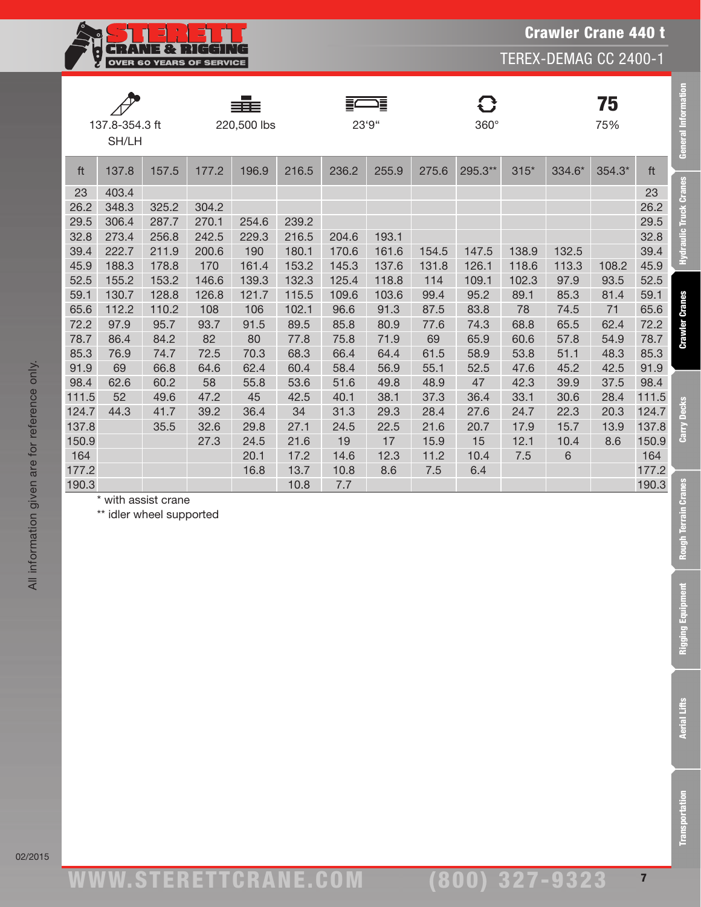# Crawler Crane 440 t

## TEREX-DEMAG CC 2400-1

| 137.8-354.3 ft SH/LH | 220,500 lbs | 23'9" | 360° | 75% |
|---|---|---|---|---|

| ft | 137.8 | 157.5 | 177.2 | 196.9 | 216.5 | 236.2 | 255.9 | 275.6 | 295.3** | 315* | 334.6* | 354.3* | ft |
|---|---|---|---|---|---|---|---|---|---|---|---|---|---|
| 23 | 403.4 | | | | | | | | | | | | 23 |
| 26.2 | 348.3 | 325.2 | 304.2 | | | | | | | | | | 26.2 |
| 29.5 | 306.4 | 287.7 | 270.1 | 254.6 | 239.2 | | | | | | | | 29.5 |
| 32.8 | 273.4 | 256.8 | 242.5 | 229.3 | 216.5 | 204.6 | 193.1 | | | | | | 32.8 |
| 39.4 | 222.7 | 211.9 | 200.6 | 190 | 180.1 | 170.6 | 161.6 | 154.5 | 147.5 | 138.9 | 132.5 | | 39.4 |
| 45.9 | 188.3 | 178.8 | 170 | 161.4 | 153.2 | 145.3 | 137.6 | 131.8 | 126.1 | 118.6 | 113.3 | 108.2 | 45.9 |
| 52.5 | 155.2 | 153.2 | 146.6 | 139.3 | 132.3 | 125.4 | 118.8 | 114 | 109.1 | 102.3 | 97.9 | 93.5 | 52.5 |
| 59.1 | 130.7 | 128.8 | 126.8 | 121.7 | 115.5 | 109.6 | 103.6 | 99.4 | 95.2 | 89.1 | 85.3 | 81.4 | 59.1 |
| 65.6 | 112.2 | 110.2 | 108 | 106 | 102.1 | 96.6 | 91.3 | 87.5 | 83.8 | 78 | 74.5 | 71 | 65.6 |
| 72.2 | 97.9 | 95.7 | 93.7 | 91.5 | 89.5 | 85.8 | 80.9 | 77.6 | 74.3 | 68.8 | 65.5 | 62.4 | 72.2 |
| 78.7 | 86.4 | 84.2 | 82 | 80 | 77.8 | 75.8 | 71.9 | 69 | 65.9 | 60.6 | 57.8 | 54.9 | 78.7 |
| 85.3 | 76.9 | 74.7 | 72.5 | 70.3 | 68.3 | 66.4 | 64.4 | 61.5 | 58.9 | 53.8 | 51.1 | 48.3 | 85.3 |
| 91.9 | 69 | 66.8 | 64.6 | 62.4 | 60.4 | 58.4 | 56.9 | 55.1 | 52.5 | 47.6 | 45.2 | 42.5 | 91.9 |
| 98.4 | 62.6 | 60.2 | 58 | 55.8 | 53.6 | 51.6 | 49.8 | 48.9 | 47 | 42.3 | 39.9 | 37.5 | 98.4 |
| 111.5 | 52 | 49.6 | 47.2 | 45 | 42.5 | 40.1 | 38.1 | 37.3 | 36.4 | 33.1 | 30.6 | 28.4 | 111.5 |
| 124.7 | 44.3 | 41.7 | 39.2 | 36.4 | 34 | 31.3 | 29.3 | 28.4 | 27.6 | 24.7 | 22.3 | 20.3 | 124.7 |
| 137.8 | | 35.5 | 32.6 | 29.8 | 27.1 | 24.5 | 22.5 | 21.6 | 20.7 | 17.9 | 15.7 | 13.9 | 137.8 |
| 150.9 | | | 27.3 | 24.5 | 21.6 | 19 | 17 | 15.9 | 15 | 12.1 | 10.4 | 8.6 | 150.9 |
| 164 | | | | 20.1 | 17.2 | 14.6 | 12.3 | 11.2 | 10.4 | 7.5 | 6 | | 164 |
| 177.2 | | | | 16.8 | 13.7 | 10.8 | 8.6 | 7.5 | 6.4 | | | | 177.2 |
| 190.3 | | | | | 10.8 | 7.7 | | | | | | | 190.3 |

\* with assist crane

\*\* idler wheel supported

All information given are for reference only.

02/2015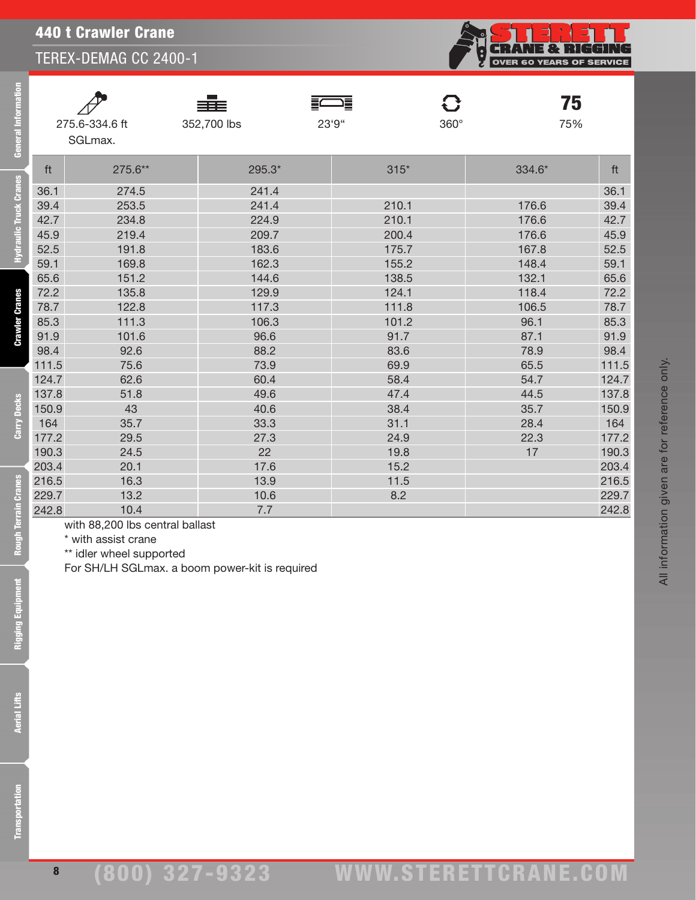# 440 t Crawler Crane

## TEREX-DEMAG CC 2400-1

| 275.6-334.6 ft SGLmax. | 352,700 lbs | 23'9" | 360° | 75 75% |
|---|---|---|---|---|

| ft | 275.6** | 295.3* | 315* | 334.6* | ft |
|---|---|---|---|---|---|
| 36.1 | 274.5 | 241.4 | | | 36.1 |
| 39.4 | 253.5 | 241.4 | 210.1 | 176.6 | 39.4 |
| 42.7 | 234.8 | 224.9 | 210.1 | 176.6 | 42.7 |
| 45.9 | 219.4 | 209.7 | 200.4 | 176.6 | 45.9 |
| 52.5 | 191.8 | 183.6 | 175.7 | 167.8 | 52.5 |
| 59.1 | 169.8 | 162.3 | 155.2 | 148.4 | 59.1 |
| 65.6 | 151.2 | 144.6 | 138.5 | 132.1 | 65.6 |
| 72.2 | 135.8 | 129.9 | 124.1 | 118.4 | 72.2 |
| 78.7 | 122.8 | 117.3 | 111.8 | 106.5 | 78.7 |
| 85.3 | 111.3 | 106.3 | 101.2 | 96.1 | 85.3 |
| 91.9 | 101.6 | 96.6 | 91.7 | 87.1 | 91.9 |
| 98.4 | 92.6 | 88.2 | 83.6 | 78.9 | 98.4 |
| 111.5 | 75.6 | 73.9 | 69.9 | 65.5 | 111.5 |
| 124.7 | 62.6 | 60.4 | 58.4 | 54.7 | 124.7 |
| 137.8 | 51.8 | 49.6 | 47.4 | 44.5 | 137.8 |
| 150.9 | 43 | 40.6 | 38.4 | 35.7 | 150.9 |
| 164 | 35.7 | 33.3 | 31.1 | 28.4 | 164 |
| 177.2 | 29.5 | 27.3 | 24.9 | 22.3 | 177.2 |
| 190.3 | 24.5 | 22 | 19.8 | 17 | 190.3 |
| 203.4 | 20.1 | 17.6 | 15.2 | | 203.4 |
| 216.5 | 16.3 | 13.9 | 11.5 | | 216.5 |
| 229.7 | 13.2 | 10.6 | 8.2 | | 229.7 |
| 242.8 | 10.4 | 7.7 | | | 242.8 |

with 88,200 lbs central ballast

* with assist crane

** idler wheel supported

For SH/LH SGLmax. a boom power-kit is required

All information given are for reference only.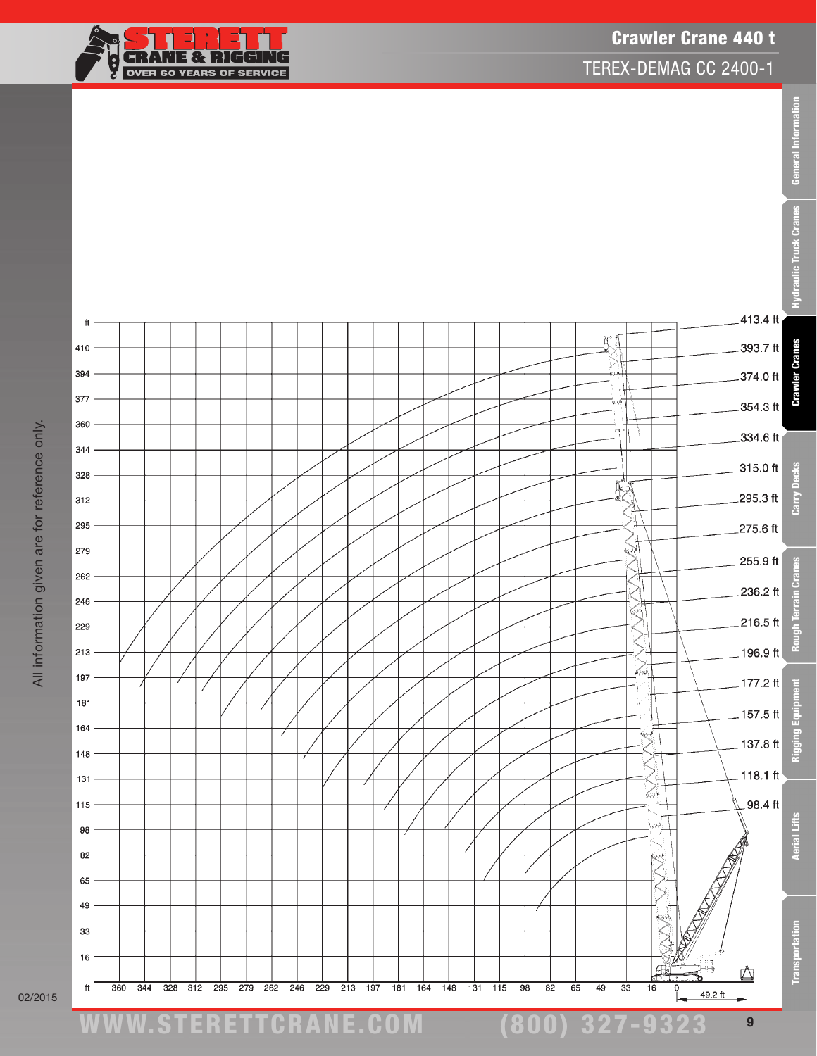# Crawler Crane 440 t

## TEREX-DEMAG CC 2400-1

All information given are for reference only.

Boom lengths: 413.4 ft, 393.7 ft, 374.0 ft, 354.3 ft, 334.6 ft, 315.0 ft, 295.3 ft, 275.6 ft, 255.9 ft, 236.2 ft, 216.5 ft, 196.9 ft, 177.2 ft, 157.5 ft, 137.8 ft, 118.1 ft, 98.4 ft

Height (ft): 410, 394, 377, 360, 344, 328, 312, 295, 279, 262, 246, 229, 213, 197, 181, 164, 148, 131, 115, 98, 82, 65, 49, 33, 16

Radius (ft): 360, 344, 328, 312, 295, 279, 262, 246, 229, 213, 197, 181, 164, 148, 131, 115, 98, 82, 65, 49, 33, 16, 0

49.2 ft

02/2015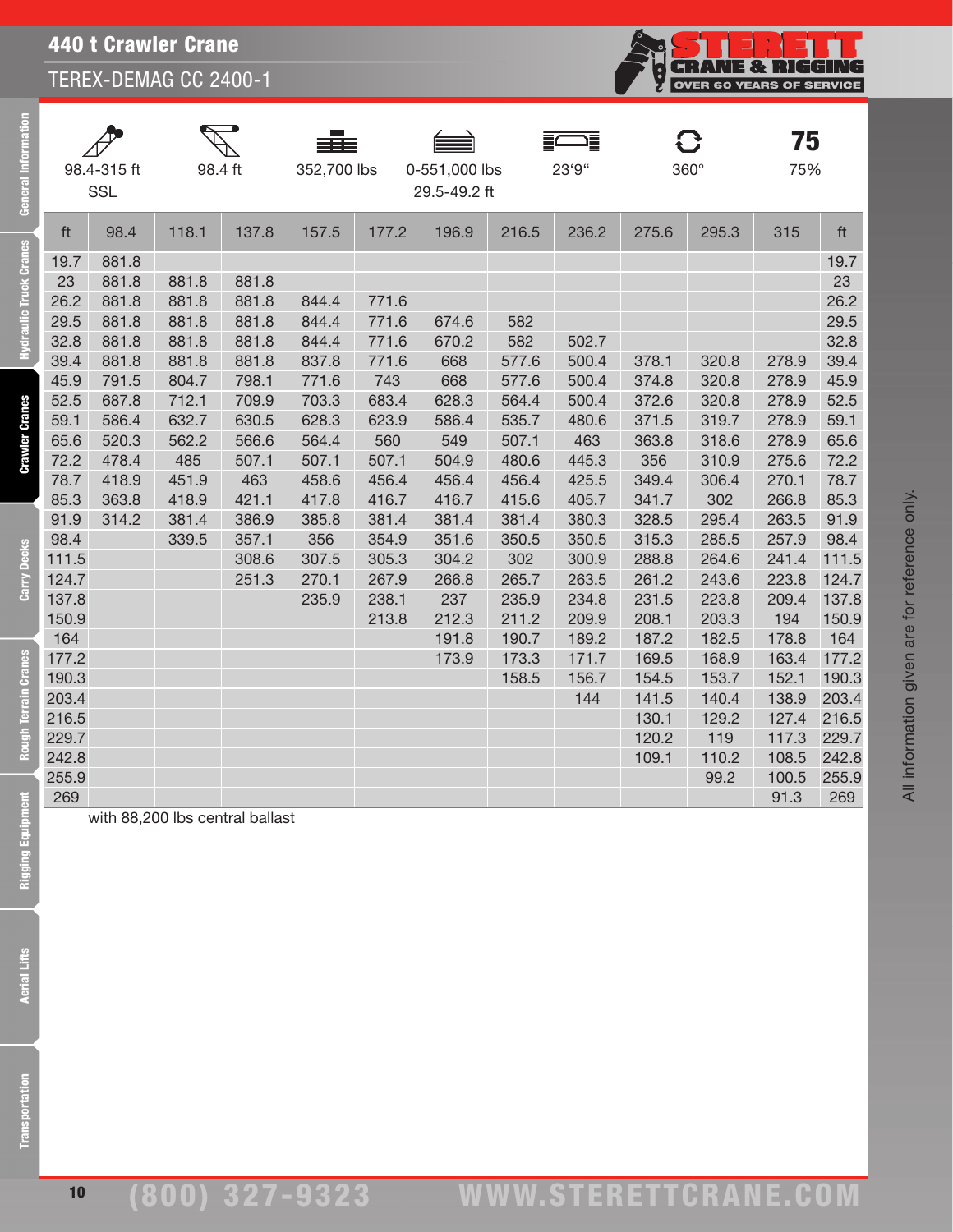# 440 t Crawler Crane

## TEREX-DEMAG CC 2400-1

| 98.4-315 ft SSL | 98.4 ft | 352,700 lbs | 0-551,000 lbs 29.5-49.2 ft | 23'9" | 360° | 75 75% |
|---|---|---|---|---|---|---|

| ft | 98.4 | 118.1 | 137.8 | 157.5 | 177.2 | 196.9 | 216.5 | 236.2 | 275.6 | 295.3 | 315 | ft |
|---|---|---|---|---|---|---|---|---|---|---|---|---|
| 19.7 | 881.8 | | | | | | | | | | | 19.7 |
| 23 | 881.8 | 881.8 | 881.8 | | | | | | | | | 23 |
| 26.2 | 881.8 | 881.8 | 881.8 | 844.4 | 771.6 | | | | | | | 26.2 |
| 29.5 | 881.8 | 881.8 | 881.8 | 844.4 | 771.6 | 674.6 | 582 | | | | | 29.5 |
| 32.8 | 881.8 | 881.8 | 881.8 | 844.4 | 771.6 | 670.2 | 582 | 502.7 | | | | 32.8 |
| 39.4 | 881.8 | 881.8 | 881.8 | 837.8 | 771.6 | 668 | 577.6 | 500.4 | 378.1 | 320.8 | 278.9 | 39.4 |
| 45.9 | 791.5 | 804.7 | 798.1 | 771.6 | 743 | 668 | 577.6 | 500.4 | 374.8 | 320.8 | 278.9 | 45.9 |
| 52.5 | 687.8 | 712.1 | 709.9 | 703.3 | 683.4 | 628.3 | 564.4 | 500.4 | 372.6 | 320.8 | 278.9 | 52.5 |
| 59.1 | 586.4 | 632.7 | 630.5 | 628.3 | 623.9 | 586.4 | 535.7 | 480.6 | 371.5 | 319.7 | 278.9 | 59.1 |
| 65.6 | 520.3 | 562.2 | 566.6 | 564.4 | 560 | 549 | 507.1 | 463 | 363.8 | 318.6 | 278.9 | 65.6 |
| 72.2 | 478.4 | 485 | 507.1 | 507.1 | 507.1 | 504.9 | 480.6 | 445.3 | 356 | 310.9 | 275.6 | 72.2 |
| 78.7 | 418.9 | 451.9 | 463 | 458.6 | 456.4 | 456.4 | 456.4 | 425.5 | 349.4 | 306.4 | 270.1 | 78.7 |
| 85.3 | 363.8 | 418.9 | 421.1 | 417.8 | 416.7 | 416.7 | 415.6 | 405.7 | 341.7 | 302 | 266.8 | 85.3 |
| 91.9 | 314.2 | 381.4 | 386.9 | 385.8 | 381.4 | 381.4 | 381.4 | 380.3 | 328.5 | 295.4 | 263.5 | 91.9 |
| 98.4 | | 339.5 | 357.1 | 356 | 354.9 | 351.6 | 350.5 | 350.5 | 315.3 | 285.5 | 257.9 | 98.4 |
| 111.5 | | | 308.6 | 307.5 | 305.3 | 304.2 | 302 | 300.9 | 288.8 | 264.6 | 241.4 | 111.5 |
| 124.7 | | | 251.3 | 270.1 | 267.9 | 266.8 | 265.7 | 263.5 | 261.2 | 243.6 | 223.8 | 124.7 |
| 137.8 | | | | 235.9 | 238.1 | 237 | 235.9 | 234.8 | 231.5 | 223.8 | 209.4 | 137.8 |
| 150.9 | | | | | 213.8 | 212.3 | 211.2 | 209.9 | 208.1 | 203.3 | 194 | 150.9 |
| 164 | | | | | | 191.8 | 190.7 | 189.2 | 187.2 | 182.5 | 178.8 | 164 |
| 177.2 | | | | | | 173.9 | 173.3 | 171.7 | 169.5 | 168.9 | 163.4 | 177.2 |
| 190.3 | | | | | | | 158.5 | 156.7 | 154.5 | 153.7 | 152.1 | 190.3 |
| 203.4 | | | | | | | | 144 | 141.5 | 140.4 | 138.9 | 203.4 |
| 216.5 | | | | | | | | | 130.1 | 129.2 | 127.4 | 216.5 |
| 229.7 | | | | | | | | | 120.2 | 119 | 117.3 | 229.7 |
| 242.8 | | | | | | | | | 109.1 | 110.2 | 108.5 | 242.8 |
| 255.9 | | | | | | | | | | 99.2 | 100.5 | 255.9 |
| 269 | | | | | | | | | | | 91.3 | 269 |

with 88,200 lbs central ballast

All information given are for reference only.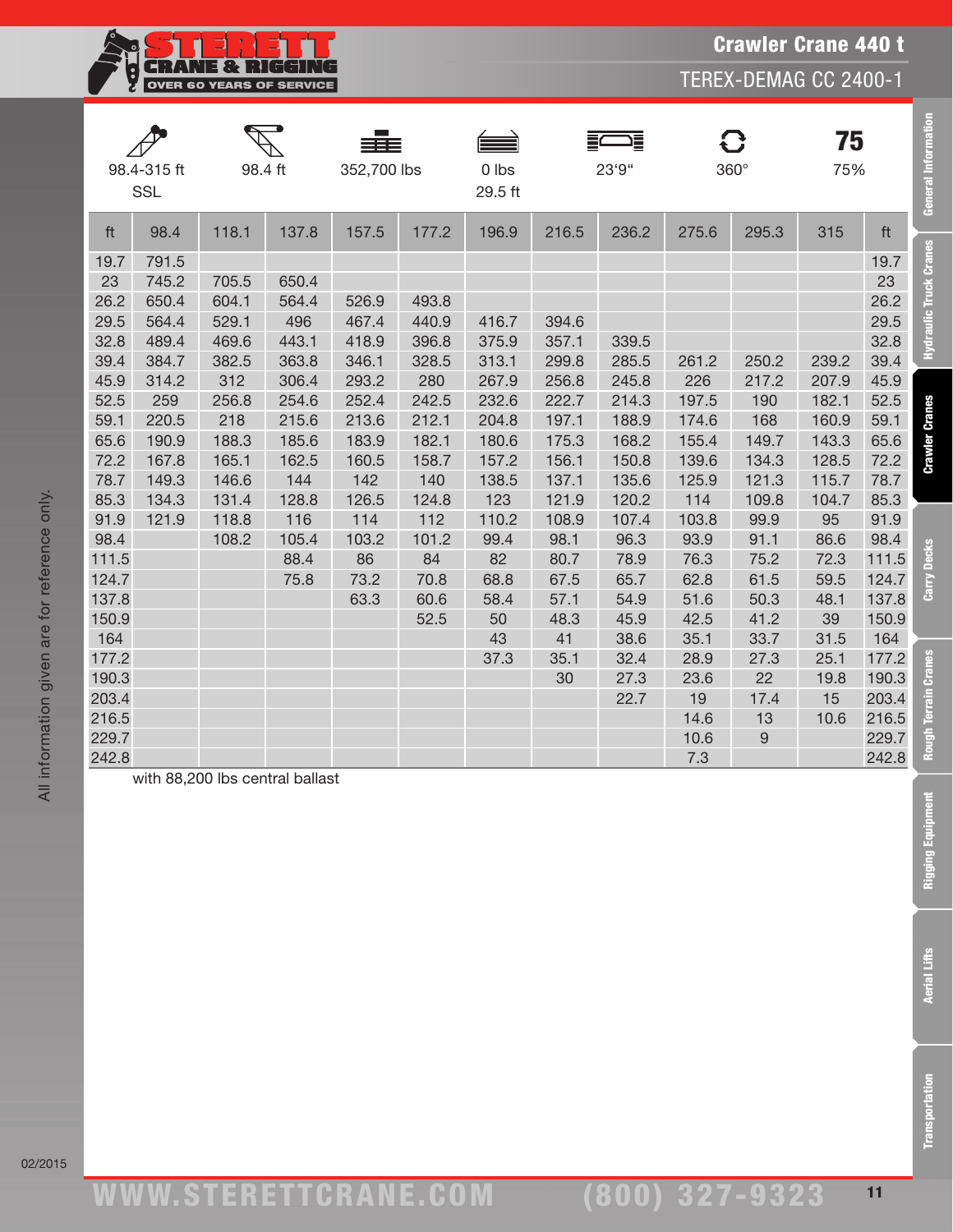# Crawler Crane 440 t

## TEREX-DEMAG CC 2400-1

| 98.4-315 ft SSL | 98.4 ft | 352,700 lbs | 0 lbs 29.5 ft | 23'9" | 360° | 75 75% |
|---|---|---|---|---|---|---|

| ft | 98.4 | 118.1 | 137.8 | 157.5 | 177.2 | 196.9 | 216.5 | 236.2 | 275.6 | 295.3 | 315 | ft |
|---|---|---|---|---|---|---|---|---|---|---|---|---|
| 19.7 | 791.5 | | | | | | | | | | | 19.7 |
| 23 | 745.2 | 705.5 | 650.4 | | | | | | | | | 23 |
| 26.2 | 650.4 | 604.1 | 564.4 | 526.9 | 493.8 | | | | | | | 26.2 |
| 29.5 | 564.4 | 529.1 | 496 | 467.4 | 440.9 | 416.7 | 394.6 | | | | | 29.5 |
| 32.8 | 489.4 | 469.6 | 443.1 | 418.9 | 396.8 | 375.9 | 357.1 | 339.5 | | | | 32.8 |
| 39.4 | 384.7 | 382.5 | 363.8 | 346.1 | 328.5 | 313.1 | 299.8 | 285.5 | 261.2 | 250.2 | 239.2 | 39.4 |
| 45.9 | 314.2 | 312 | 306.4 | 293.2 | 280 | 267.9 | 256.8 | 245.8 | 226 | 217.2 | 207.9 | 45.9 |
| 52.5 | 259 | 256.8 | 254.6 | 252.4 | 242.5 | 232.6 | 222.7 | 214.3 | 197.5 | 190 | 182.1 | 52.5 |
| 59.1 | 220.5 | 218 | 215.6 | 213.6 | 212.1 | 204.8 | 197.1 | 188.9 | 174.6 | 168 | 160.9 | 59.1 |
| 65.6 | 190.9 | 188.3 | 185.6 | 183.9 | 182.1 | 180.6 | 175.3 | 168.2 | 155.4 | 149.7 | 143.3 | 65.6 |
| 72.2 | 167.8 | 165.1 | 162.5 | 160.5 | 158.7 | 157.2 | 156.1 | 150.8 | 139.6 | 134.3 | 128.5 | 72.2 |
| 78.7 | 149.3 | 146.6 | 144 | 142 | 140 | 138.5 | 137.1 | 135.6 | 125.9 | 121.3 | 115.7 | 78.7 |
| 85.3 | 134.3 | 131.4 | 128.8 | 126.5 | 124.8 | 123 | 121.9 | 120.2 | 114 | 109.8 | 104.7 | 85.3 |
| 91.9 | 121.9 | 118.8 | 116 | 114 | 112 | 110.2 | 108.9 | 107.4 | 103.8 | 99.9 | 95 | 91.9 |
| 98.4 | | 108.2 | 105.4 | 103.2 | 101.2 | 99.4 | 98.1 | 96.3 | 93.9 | 91.1 | 86.6 | 98.4 |
| 111.5 | | | 88.4 | 86 | 84 | 82 | 80.7 | 78.9 | 76.3 | 75.2 | 72.3 | 111.5 |
| 124.7 | | | 75.8 | 73.2 | 70.8 | 68.8 | 67.5 | 65.7 | 62.8 | 61.5 | 59.5 | 124.7 |
| 137.8 | | | | 63.3 | 60.6 | 58.4 | 57.1 | 54.9 | 51.6 | 50.3 | 48.1 | 137.8 |
| 150.9 | | | | | 52.5 | 50 | 48.3 | 45.9 | 42.5 | 41.2 | 39 | 150.9 |
| 164 | | | | | | 43 | 41 | 38.6 | 35.1 | 33.7 | 31.5 | 164 |
| 177.2 | | | | | | 37.3 | 35.1 | 32.4 | 28.9 | 27.3 | 25.1 | 177.2 |
| 190.3 | | | | | | | 30 | 27.3 | 23.6 | 22 | 19.8 | 190.3 |
| 203.4 | | | | | | | | 22.7 | 19 | 17.4 | 15 | 203.4 |
| 216.5 | | | | | | | | | 14.6 | 13 | 10.6 | 216.5 |
| 229.7 | | | | | | | | | 10.6 | 9 | | 229.7 |
| 242.8 | | | | | | | | | 7.3 | | | 242.8 |

with 88,200 lbs central ballast

All information given are for reference only.

02/2015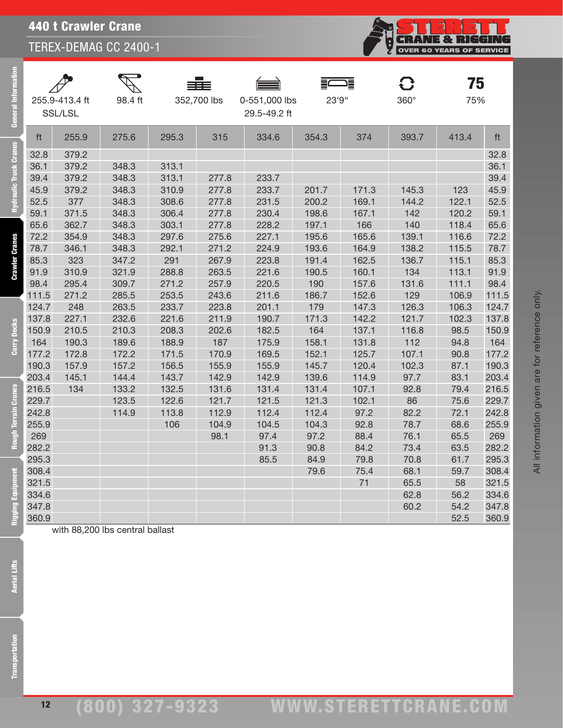# 440 t Crawler Crane

## TEREX-DEMAG CC 2400-1

| 255.9-413.4 ft SSL/LSL | 98.4 ft | 352,700 lbs | 0-551,000 lbs 29.5-49.2 ft | 23‘9“ | 360° | 75 75% |
|---|---|---|---|---|---|---|

| ft | 255.9 | 275.6 | 295.3 | 315 | 334.6 | 354.3 | 374 | 393.7 | 413.4 | ft |
|---|---|---|---|---|---|---|---|---|---|---|
| 32.8 | 379.2 | | | | | | | | | 32.8 |
| 36.1 | 379.2 | 348.3 | 313.1 | | | | | | | 36.1 |
| 39.4 | 379.2 | 348.3 | 313.1 | 277.8 | 233.7 | | | | | 39.4 |
| 45.9 | 379.2 | 348.3 | 310.9 | 277.8 | 233.7 | 201.7 | 171.3 | 145.3 | 123 | 45.9 |
| 52.5 | 377 | 348.3 | 308.6 | 277.8 | 231.5 | 200.2 | 169.1 | 144.2 | 122.1 | 52.5 |
| 59.1 | 371.5 | 348.3 | 306.4 | 277.8 | 230.4 | 198.6 | 167.1 | 142 | 120.2 | 59.1 |
| 65.6 | 362.7 | 348.3 | 303.1 | 277.8 | 228.2 | 197.1 | 166 | 140 | 118.4 | 65.6 |
| 72.2 | 354.9 | 348.3 | 297.6 | 275.6 | 227.1 | 195.6 | 165.6 | 139.1 | 116.6 | 72.2 |
| 78.7 | 346.1 | 348.3 | 292.1 | 271.2 | 224.9 | 193.6 | 164.9 | 138.2 | 115.5 | 78.7 |
| 85.3 | 323 | 347.2 | 291 | 267.9 | 223.8 | 191.4 | 162.5 | 136.7 | 115.1 | 85.3 |
| 91.9 | 310.9 | 321.9 | 288.8 | 263.5 | 221.6 | 190.5 | 160.1 | 134 | 113.1 | 91.9 |
| 98.4 | 295.4 | 309.7 | 271.2 | 257.9 | 220.5 | 190 | 157.6 | 131.6 | 111.1 | 98.4 |
| 111.5 | 271.2 | 285.5 | 253.5 | 243.6 | 211.6 | 186.7 | 152.6 | 129 | 106.9 | 111.5 |
| 124.7 | 248 | 263.5 | 233.7 | 223.8 | 201.1 | 179 | 147.3 | 126.3 | 106.3 | 124.7 |
| 137.8 | 227.1 | 232.6 | 221.6 | 211.9 | 190.7 | 171.3 | 142.2 | 121.7 | 102.3 | 137.8 |
| 150.9 | 210.5 | 210.3 | 208.3 | 202.6 | 182.5 | 164 | 137.1 | 116.8 | 98.5 | 150.9 |
| 164 | 190.3 | 189.6 | 188.9 | 187 | 175.9 | 158.1 | 131.8 | 112 | 94.8 | 164 |
| 177.2 | 172.8 | 172.2 | 171.5 | 170.9 | 169.5 | 152.1 | 125.7 | 107.1 | 90.8 | 177.2 |
| 190.3 | 157.9 | 157.2 | 156.5 | 155.9 | 155.9 | 145.7 | 120.4 | 102.3 | 87.1 | 190.3 |
| 203.4 | 145.1 | 144.4 | 143.7 | 142.9 | 142.9 | 139.6 | 114.9 | 97.7 | 83.1 | 203.4 |
| 216.5 | 134 | 133.2 | 132.5 | 131.6 | 131.4 | 131.4 | 107.1 | 92.8 | 79.4 | 216.5 |
| 229.7 | | 123.5 | 122.6 | 121.7 | 121.5 | 121.3 | 102.1 | 86 | 75.6 | 229.7 |
| 242.8 | | 114.9 | 113.8 | 112.9 | 112.4 | 112.4 | 97.2 | 82.2 | 72.1 | 242.8 |
| 255.9 | | | 106 | 104.9 | 104.5 | 104.3 | 92.8 | 78.7 | 68.6 | 255.9 |
| 269 | | | | 98.1 | 97.4 | 97.2 | 88.4 | 76.1 | 65.5 | 269 |
| 282.2 | | | | | 91.3 | 90.8 | 84.2 | 73.4 | 63.5 | 282.2 |
| 295.3 | | | | | 85.5 | 84.9 | 79.8 | 70.8 | 61.7 | 295.3 |
| 308.4 | | | | | | 79.6 | 75.4 | 68.1 | 59.7 | 308.4 |
| 321.5 | | | | | | | 71 | 65.5 | 58 | 321.5 |
| 334.6 | | | | | | | | 62.8 | 56.2 | 334.6 |
| 347.8 | | | | | | | | 60.2 | 54.2 | 347.8 |
| 360.9 | | | | | | | | | 52.5 | 360.9 |

with 88,200 lbs central ballast

All information given are for reference only.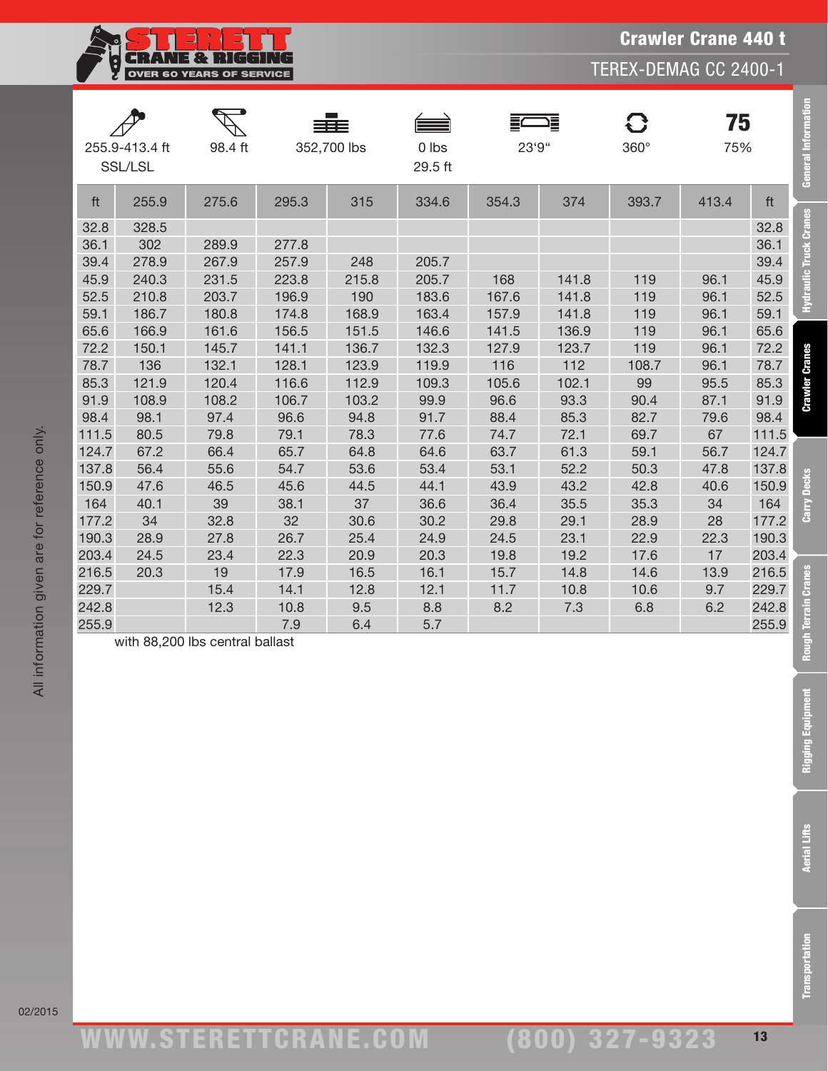# Crawler Crane 440 t

## TEREX-DEMAG CC 2400-1

| 255.9-413.4 ft SSL/LSL | 98.4 ft | 352,700 lbs | 0 lbs 29.5 ft | 23'9" | 360° | 75% |
|---|---|---|---|---|---|---|

| ft | 255.9 | 275.6 | 295.3 | 315 | 334.6 | 354.3 | 374 | 393.7 | 413.4 | ft |
|---|---|---|---|---|---|---|---|---|---|---|
| 32.8 | 328.5 | | | | | | | | | 32.8 |
| 36.1 | 302 | 289.9 | 277.8 | | | | | | | 36.1 |
| 39.4 | 278.9 | 267.9 | 257.9 | 248 | 205.7 | | | | | 39.4 |
| 45.9 | 240.3 | 231.5 | 223.8 | 215.8 | 205.7 | 168 | 141.8 | 119 | 96.1 | 45.9 |
| 52.5 | 210.8 | 203.7 | 196.9 | 190 | 183.6 | 167.6 | 141.8 | 119 | 96.1 | 52.5 |
| 59.1 | 186.7 | 180.8 | 174.8 | 168.9 | 163.4 | 157.9 | 141.8 | 119 | 96.1 | 59.1 |
| 65.6 | 166.9 | 161.6 | 156.5 | 151.5 | 146.6 | 141.5 | 136.9 | 119 | 96.1 | 65.6 |
| 72.2 | 150.1 | 145.7 | 141.1 | 136.7 | 132.3 | 127.9 | 123.7 | 119 | 96.1 | 72.2 |
| 78.7 | 136 | 132.1 | 128.1 | 123.9 | 119.9 | 116 | 112 | 108.7 | 96.1 | 78.7 |
| 85.3 | 121.9 | 120.4 | 116.6 | 112.9 | 109.3 | 105.6 | 102.1 | 99 | 95.5 | 85.3 |
| 91.9 | 108.9 | 108.2 | 106.7 | 103.2 | 99.9 | 96.6 | 93.3 | 90.4 | 87.1 | 91.9 |
| 98.4 | 98.1 | 97.4 | 96.6 | 94.8 | 91.7 | 88.4 | 85.3 | 82.7 | 79.6 | 98.4 |
| 111.5 | 80.5 | 79.8 | 79.1 | 78.3 | 77.6 | 74.7 | 72.1 | 69.7 | 67 | 111.5 |
| 124.7 | 67.2 | 66.4 | 65.7 | 64.8 | 64.6 | 63.7 | 61.3 | 59.1 | 56.7 | 124.7 |
| 137.8 | 56.4 | 55.6 | 54.7 | 53.6 | 53.4 | 53.1 | 52.2 | 50.3 | 47.8 | 137.8 |
| 150.9 | 47.6 | 46.5 | 45.6 | 44.5 | 44.1 | 43.9 | 43.2 | 42.8 | 40.6 | 150.9 |
| 164 | 40.1 | 39 | 38.1 | 37 | 36.6 | 36.4 | 35.5 | 35.3 | 34 | 164 |
| 177.2 | 34 | 32.8 | 32 | 30.6 | 30.2 | 29.8 | 29.1 | 28.9 | 28 | 177.2 |
| 190.3 | 28.9 | 27.8 | 26.7 | 25.4 | 24.9 | 24.5 | 23.1 | 22.9 | 22.3 | 190.3 |
| 203.4 | 24.5 | 23.4 | 22.3 | 20.9 | 20.3 | 19.8 | 19.2 | 17.6 | 17 | 203.4 |
| 216.5 | 20.3 | 19 | 17.9 | 16.5 | 16.1 | 15.7 | 14.8 | 14.6 | 13.9 | 216.5 |
| 229.7 | | 15.4 | 14.1 | 12.8 | 12.1 | 11.7 | 10.8 | 10.6 | 9.7 | 229.7 |
| 242.8 | | 12.3 | 10.8 | 9.5 | 8.8 | 8.2 | 7.3 | 6.8 | 6.2 | 242.8 |
| 255.9 | | | 7.9 | 6.4 | 5.7 | | | | | 255.9 |

with 88,200 lbs central ballast

All information given are for reference only.

02/2015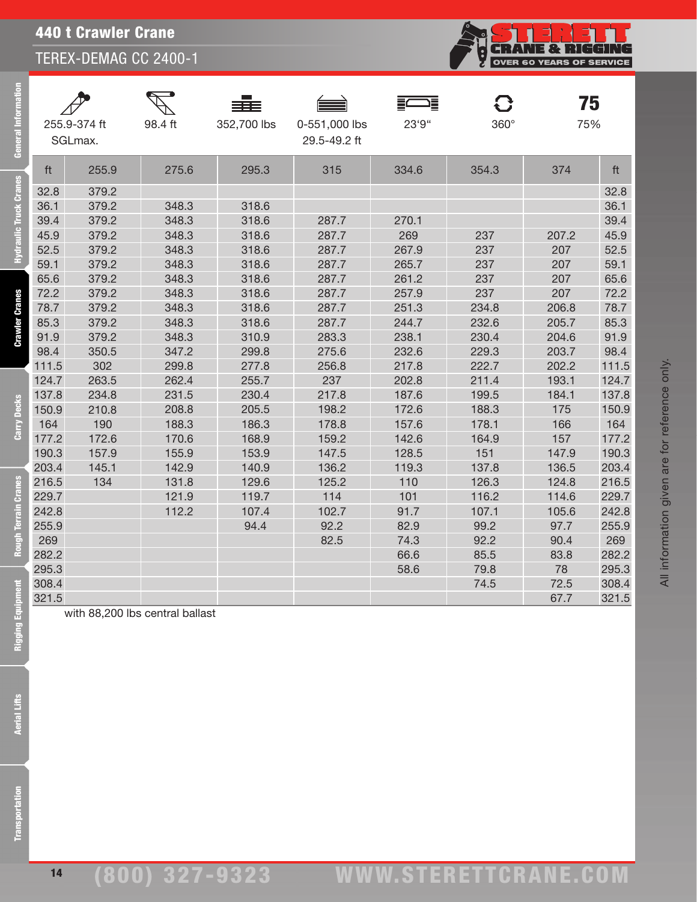# 440 t Crawler Crane

## TEREX-DEMAG CC 2400-1

| 255.9-374 ft SGLmax. | 98.4 ft | 352,700 lbs | 0-551,000 lbs 29.5-49.2 ft | 23'9" | 360° | 75 75% |
|---|---|---|---|---|---|---|

| ft | 255.9 | 275.6 | 295.3 | 315 | 334.6 | 354.3 | 374 | ft |
|---|---|---|---|---|---|---|---|---|
| 32.8 | 379.2 | | | | | | | 32.8 |
| 36.1 | 379.2 | 348.3 | 318.6 | | | | | 36.1 |
| 39.4 | 379.2 | 348.3 | 318.6 | 287.7 | 270.1 | | | 39.4 |
| 45.9 | 379.2 | 348.3 | 318.6 | 287.7 | 269 | 237 | 207.2 | 45.9 |
| 52.5 | 379.2 | 348.3 | 318.6 | 287.7 | 267.9 | 237 | 207 | 52.5 |
| 59.1 | 379.2 | 348.3 | 318.6 | 287.7 | 265.7 | 237 | 207 | 59.1 |
| 65.6 | 379.2 | 348.3 | 318.6 | 287.7 | 261.2 | 237 | 207 | 65.6 |
| 72.2 | 379.2 | 348.3 | 318.6 | 287.7 | 257.9 | 237 | 207 | 72.2 |
| 78.7 | 379.2 | 348.3 | 318.6 | 287.7 | 251.3 | 234.8 | 206.8 | 78.7 |
| 85.3 | 379.2 | 348.3 | 318.6 | 287.7 | 244.7 | 232.6 | 205.7 | 85.3 |
| 91.9 | 379.2 | 348.3 | 310.9 | 283.3 | 238.1 | 230.4 | 204.6 | 91.9 |
| 98.4 | 350.5 | 347.2 | 299.8 | 275.6 | 232.6 | 229.3 | 203.7 | 98.4 |
| 111.5 | 302 | 299.8 | 277.8 | 256.8 | 217.8 | 222.7 | 202.2 | 111.5 |
| 124.7 | 263.5 | 262.4 | 255.7 | 237 | 202.8 | 211.4 | 193.1 | 124.7 |
| 137.8 | 234.8 | 231.5 | 230.4 | 217.8 | 187.6 | 199.5 | 184.1 | 137.8 |
| 150.9 | 210.8 | 208.8 | 205.5 | 198.2 | 172.6 | 188.3 | 175 | 150.9 |
| 164 | 190 | 188.3 | 186.3 | 178.8 | 157.6 | 178.1 | 166 | 164 |
| 177.2 | 172.6 | 170.6 | 168.9 | 159.2 | 142.6 | 164.9 | 157 | 177.2 |
| 190.3 | 157.9 | 155.9 | 153.9 | 147.5 | 128.5 | 151 | 147.9 | 190.3 |
| 203.4 | 145.1 | 142.9 | 140.9 | 136.2 | 119.3 | 137.8 | 136.5 | 203.4 |
| 216.5 | 134 | 131.8 | 129.6 | 125.2 | 110 | 126.3 | 124.8 | 216.5 |
| 229.7 | | 121.9 | 119.7 | 114 | 101 | 116.2 | 114.6 | 229.7 |
| 242.8 | | 112.2 | 107.4 | 102.7 | 91.7 | 107.1 | 105.6 | 242.8 |
| 255.9 | | | 94.4 | 92.2 | 82.9 | 99.2 | 97.7 | 255.9 |
| 269 | | | | 82.5 | 74.3 | 92.2 | 90.4 | 269 |
| 282.2 | | | | | 66.6 | 85.5 | 83.8 | 282.2 |
| 295.3 | | | | | 58.6 | 79.8 | 78 | 295.3 |
| 308.4 | | | | | | 74.5 | 72.5 | 308.4 |
| 321.5 | | | | | | | 67.7 | 321.5 |

with 88,200 lbs central ballast

All information given are for reference only.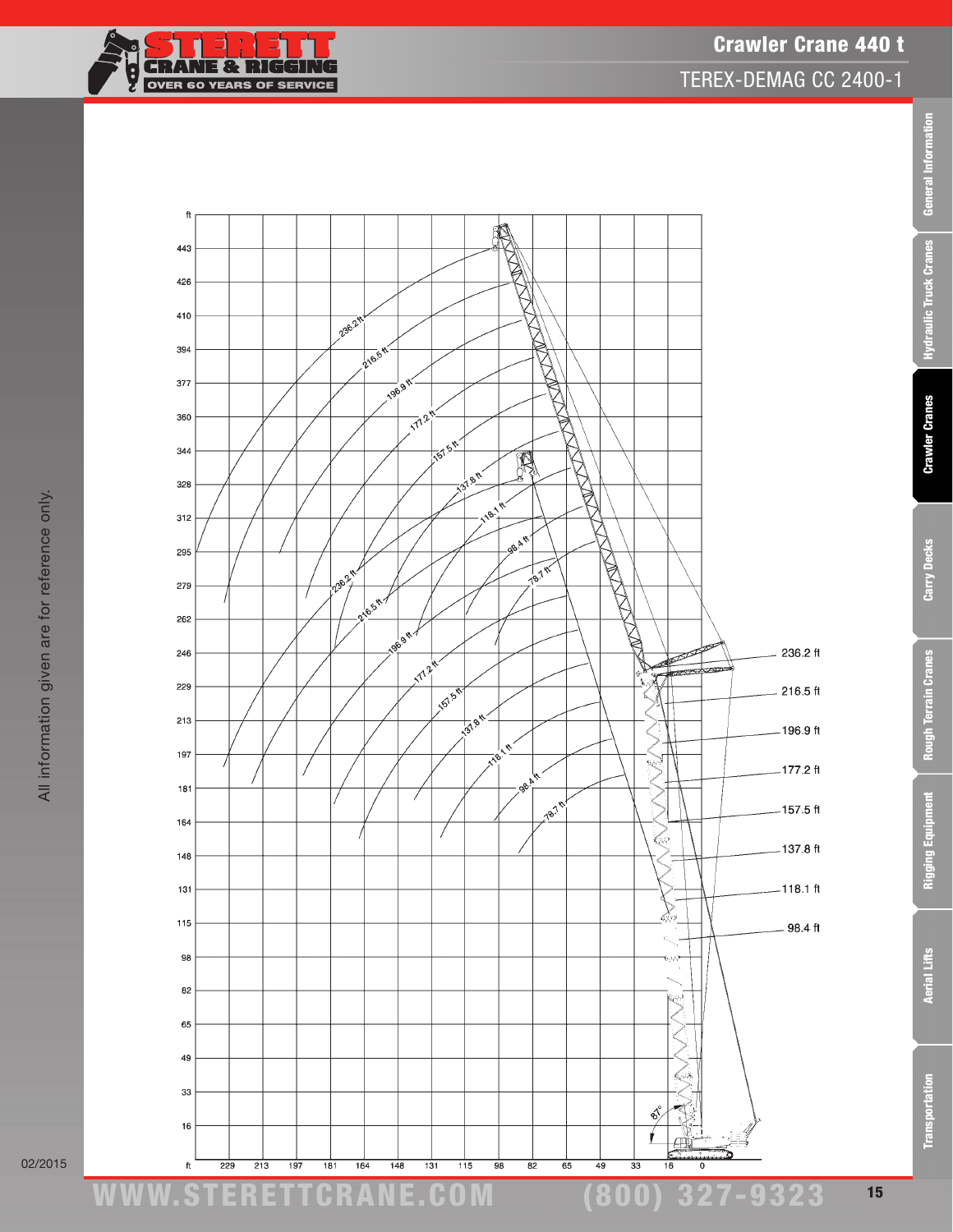# Crawler Crane 440 t

## TEREX-DEMAG CC 2400-1

All information given are for reference only.

ft

443
426
410
394
377
360
344
328
312
295
279
262
246
229
213
197
181
164
148
131
115
98
82
65
49
33
16

ft 229 213 197 181 164 148 131 115 98 82 65 49 33 16 0

236.2 ft
216.5 ft
196.9 ft
177.2 ft
157.5 ft
137.8 ft
118.1 ft
98.4 ft
78.7 ft

236.2 ft
216.5 ft
196.9 ft
177.2 ft
157.5 ft
137.8 ft
118.1 ft
98.4 ft
78.7 ft

236.2 ft
216.5 ft
196.9 ft
177.2 ft
157.5 ft
137.8 ft
118.1 ft
98.4 ft

87°

02/2015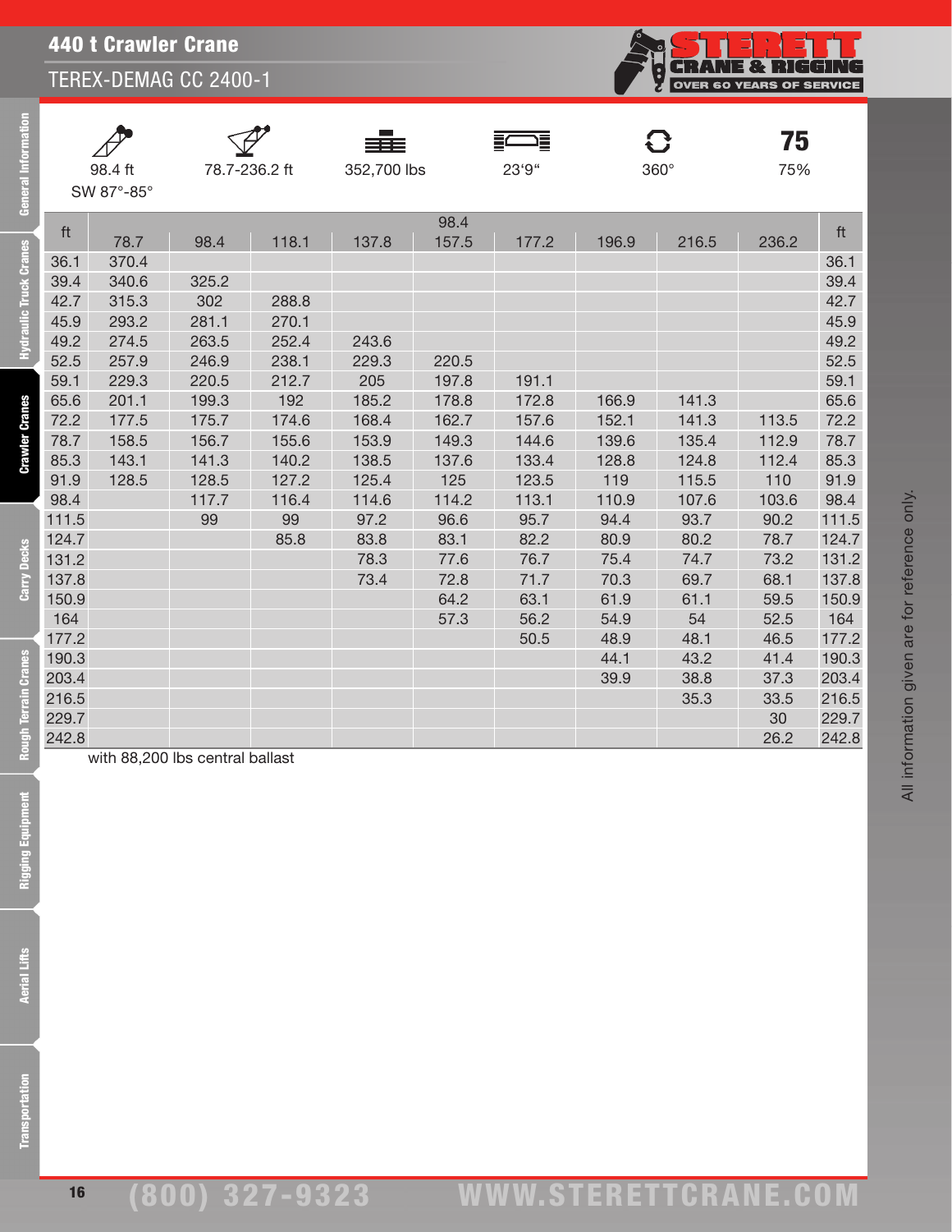# 440 t Crawler Crane

## TEREX-DEMAG CC 2400-1

| 98.4 ft SW 87°-85° | 78.7-236.2 ft | 352,700 lbs | 23'9" | 360° | 75 75% |
|---|---|---|---|---|---|

| ft | 98.4 | | | | | | | | | ft |
|---|---|---|---|---|---|---|---|---|---|---|
| | 78.7 | 98.4 | 118.1 | 137.8 | 157.5 | 177.2 | 196.9 | 216.5 | 236.2 | |
| 36.1 | 370.4 | | | | | | | | | 36.1 |
| 39.4 | 340.6 | 325.2 | | | | | | | | 39.4 |
| 42.7 | 315.3 | 302 | 288.8 | | | | | | | 42.7 |
| 45.9 | 293.2 | 281.1 | 270.1 | | | | | | | 45.9 |
| 49.2 | 274.5 | 263.5 | 252.4 | 243.6 | | | | | | 49.2 |
| 52.5 | 257.9 | 246.9 | 238.1 | 229.3 | 220.5 | | | | | 52.5 |
| 59.1 | 229.3 | 220.5 | 212.7 | 205 | 197.8 | 191.1 | | | | 59.1 |
| 65.6 | 201.1 | 199.3 | 192 | 185.2 | 178.8 | 172.8 | 166.9 | 141.3 | | 65.6 |
| 72.2 | 177.5 | 175.7 | 174.6 | 168.4 | 162.7 | 157.6 | 152.1 | 141.3 | 113.5 | 72.2 |
| 78.7 | 158.5 | 156.7 | 155.6 | 153.9 | 149.3 | 144.6 | 139.6 | 135.4 | 112.9 | 78.7 |
| 85.3 | 143.1 | 141.3 | 140.2 | 138.5 | 137.6 | 133.4 | 128.8 | 124.8 | 112.4 | 85.3 |
| 91.9 | 128.5 | 128.5 | 127.2 | 125.4 | 125 | 123.5 | 119 | 115.5 | 110 | 91.9 |
| 98.4 | | 117.7 | 116.4 | 114.6 | 114.2 | 113.1 | 110.9 | 107.6 | 103.6 | 98.4 |
| 111.5 | | 99 | 99 | 97.2 | 96.6 | 95.7 | 94.4 | 93.7 | 90.2 | 111.5 |
| 124.7 | | | 85.8 | 83.8 | 83.1 | 82.2 | 80.9 | 80.2 | 78.7 | 124.7 |
| 131.2 | | | | 78.3 | 77.6 | 76.7 | 75.4 | 74.7 | 73.2 | 131.2 |
| 137.8 | | | | 73.4 | 72.8 | 71.7 | 70.3 | 69.7 | 68.1 | 137.8 |
| 150.9 | | | | | 64.2 | 63.1 | 61.9 | 61.1 | 59.5 | 150.9 |
| 164 | | | | | 57.3 | 56.2 | 54.9 | 54 | 52.5 | 164 |
| 177.2 | | | | | | 50.5 | 48.9 | 48.1 | 46.5 | 177.2 |
| 190.3 | | | | | | | 44.1 | 43.2 | 41.4 | 190.3 |
| 203.4 | | | | | | | 39.9 | 38.8 | 37.3 | 203.4 |
| 216.5 | | | | | | | | 35.3 | 33.5 | 216.5 |
| 229.7 | | | | | | | | | 30 | 229.7 |
| 242.8 | | | | | | | | | 26.2 | 242.8 |

with 88,200 lbs central ballast

All information given are for reference only.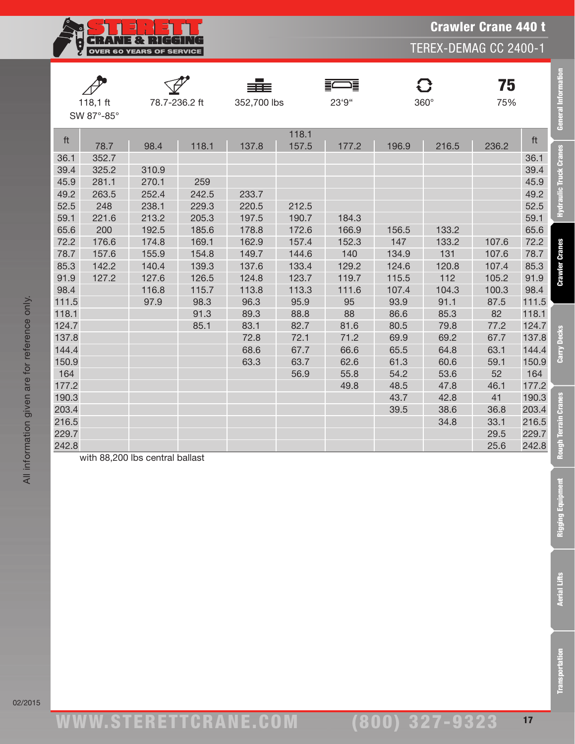# Crawler Crane 440 t

## TEREX-DEMAG CC 2400-1

| 118,1 ft SW 87°-85° | 78.7-236.2 ft | 352,700 lbs | 23'9" | 360° | 75 75% |
|---|---|---|---|---|---|

| ft | | | | | 118.1 | | | | | ft |
|---|---|---|---|---|---|---|---|---|---|---|
| | 78.7 | 98.4 | 118.1 | 137.8 | 157.5 | 177.2 | 196.9 | 216.5 | 236.2 | |
| 36.1 | 352.7 | | | | | | | | | 36.1 |
| 39.4 | 325.2 | 310.9 | | | | | | | | 39.4 |
| 45.9 | 281.1 | 270.1 | 259 | | | | | | | 45.9 |
| 49.2 | 263.5 | 252.4 | 242.5 | 233.7 | | | | | | 49.2 |
| 52.5 | 248 | 238.1 | 229.3 | 220.5 | 212.5 | | | | | 52.5 |
| 59.1 | 221.6 | 213.2 | 205.3 | 197.5 | 190.7 | 184.3 | | | | 59.1 |
| 65.6 | 200 | 192.5 | 185.6 | 178.8 | 172.6 | 166.9 | 156.5 | 133.2 | | 65.6 |
| 72.2 | 176.6 | 174.8 | 169.1 | 162.9 | 157.4 | 152.3 | 147 | 133.2 | 107.6 | 72.2 |
| 78.7 | 157.6 | 155.9 | 154.8 | 149.7 | 144.6 | 140 | 134.9 | 131 | 107.6 | 78.7 |
| 85.3 | 142.2 | 140.4 | 139.3 | 137.6 | 133.4 | 129.2 | 124.6 | 120.8 | 107.4 | 85.3 |
| 91.9 | 127.2 | 127.6 | 126.5 | 124.8 | 123.7 | 119.7 | 115.5 | 112 | 105.2 | 91.9 |
| 98.4 | | 116.8 | 115.7 | 113.8 | 113.3 | 111.6 | 107.4 | 104.3 | 100.3 | 98.4 |
| 111.5 | | 97.9 | 98.3 | 96.3 | 95.9 | 95 | 93.9 | 91.1 | 87.5 | 111.5 |
| 118.1 | | | 91.3 | 89.3 | 88.8 | 88 | 86.6 | 85.3 | 82 | 118.1 |
| 124.7 | | | 85.1 | 83.1 | 82.7 | 81.6 | 80.5 | 79.8 | 77.2 | 124.7 |
| 137.8 | | | | 72.8 | 72.1 | 71.2 | 69.9 | 69.2 | 67.7 | 137.8 |
| 144.4 | | | | 68.6 | 67.7 | 66.6 | 65.5 | 64.8 | 63.1 | 144.4 |
| 150.9 | | | | 63.3 | 63.7 | 62.6 | 61.3 | 60.6 | 59.1 | 150.9 |
| 164 | | | | | 56.9 | 55.8 | 54.2 | 53.6 | 52 | 164 |
| 177.2 | | | | | | 49.8 | 48.5 | 47.8 | 46.1 | 177.2 |
| 190.3 | | | | | | | 43.7 | 42.8 | 41 | 190.3 |
| 203.4 | | | | | | | 39.5 | 38.6 | 36.8 | 203.4 |
| 216.5 | | | | | | | | 34.8 | 33.1 | 216.5 |
| 229.7 | | | | | | | | | 29.5 | 229.7 |
| 242.8 | | | | | | | | | 25.6 | 242.8 |

with 88,200 lbs central ballast

All information given are for reference only.

02/2015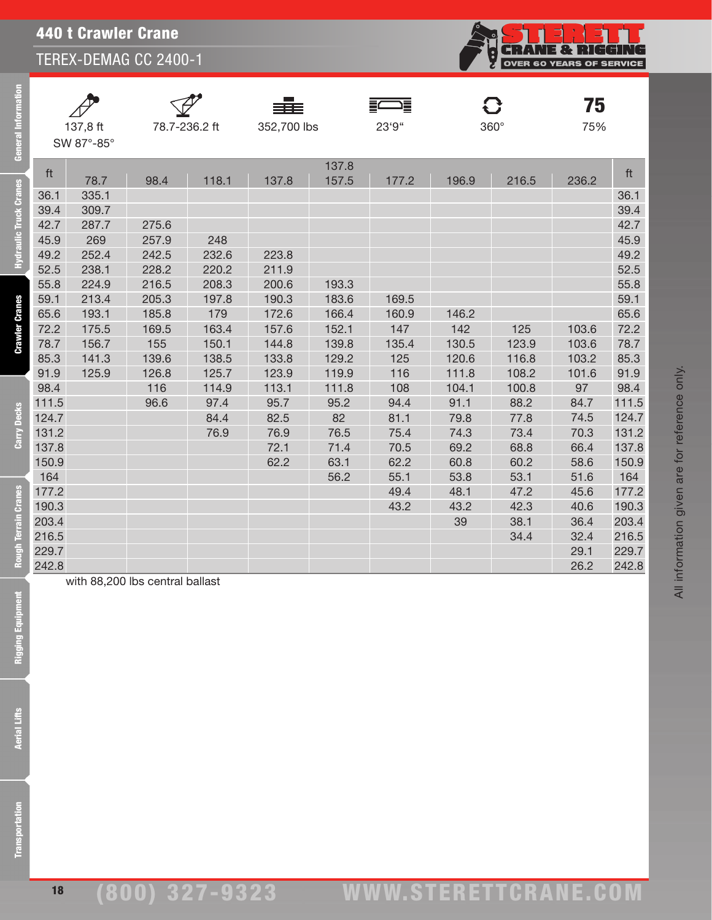# 440 t Crawler Crane

## TEREX-DEMAG CC 2400-1

| 137,8 ft SW 87°-85° | 78.7-236.2 ft | 352,700 lbs | 23'9" | 360° | 75% |
|---|---|---|---|---|---|

| ft | | | | | 137.8 | | | | | ft |
|---|---|---|---|---|---|---|---|---|---|---|
| | 78.7 | 98.4 | 118.1 | 137.8 | 157.5 | 177.2 | 196.9 | 216.5 | 236.2 | |
| 36.1 | 335.1 | | | | | | | | | 36.1 |
| 39.4 | 309.7 | | | | | | | | | 39.4 |
| 42.7 | 287.7 | 275.6 | | | | | | | | 42.7 |
| 45.9 | 269 | 257.9 | 248 | | | | | | | 45.9 |
| 49.2 | 252.4 | 242.5 | 232.6 | 223.8 | | | | | | 49.2 |
| 52.5 | 238.1 | 228.2 | 220.2 | 211.9 | | | | | | 52.5 |
| 55.8 | 224.9 | 216.5 | 208.3 | 200.6 | 193.3 | | | | | 55.8 |
| 59.1 | 213.4 | 205.3 | 197.8 | 190.3 | 183.6 | 169.5 | | | | 59.1 |
| 65.6 | 193.1 | 185.8 | 179 | 172.6 | 166.4 | 160.9 | 146.2 | | | 65.6 |
| 72.2 | 175.5 | 169.5 | 163.4 | 157.6 | 152.1 | 147 | 142 | 125 | 103.6 | 72.2 |
| 78.7 | 156.7 | 155 | 150.1 | 144.8 | 139.8 | 135.4 | 130.5 | 123.9 | 103.6 | 78.7 |
| 85.3 | 141.3 | 139.6 | 138.5 | 133.8 | 129.2 | 125 | 120.6 | 116.8 | 103.2 | 85.3 |
| 91.9 | 125.9 | 126.8 | 125.7 | 123.9 | 119.9 | 116 | 111.8 | 108.2 | 101.6 | 91.9 |
| 98.4 | | 116 | 114.9 | 113.1 | 111.8 | 108 | 104.1 | 100.8 | 97 | 98.4 |
| 111.5 | | 96.6 | 97.4 | 95.7 | 95.2 | 94.4 | 91.1 | 88.2 | 84.7 | 111.5 |
| 124.7 | | | 84.4 | 82.5 | 82 | 81.1 | 79.8 | 77.8 | 74.5 | 124.7 |
| 131.2 | | | 76.9 | 76.9 | 76.5 | 75.4 | 74.3 | 73.4 | 70.3 | 131.2 |
| 137.8 | | | | 72.1 | 71.4 | 70.5 | 69.2 | 68.8 | 66.4 | 137.8 |
| 150.9 | | | | 62.2 | 63.1 | 62.2 | 60.8 | 60.2 | 58.6 | 150.9 |
| 164 | | | | | 56.2 | 55.1 | 53.8 | 53.1 | 51.6 | 164 |
| 177.2 | | | | | | 49.4 | 48.1 | 47.2 | 45.6 | 177.2 |
| 190.3 | | | | | | 43.2 | 43.2 | 42.3 | 40.6 | 190.3 |
| 203.4 | | | | | | | 39 | 38.1 | 36.4 | 203.4 |
| 216.5 | | | | | | | | 34.4 | 32.4 | 216.5 |
| 229.7 | | | | | | | | | 29.1 | 229.7 |
| 242.8 | | | | | | | | | 26.2 | 242.8 |

with 88,200 lbs central ballast

All information given are for reference only.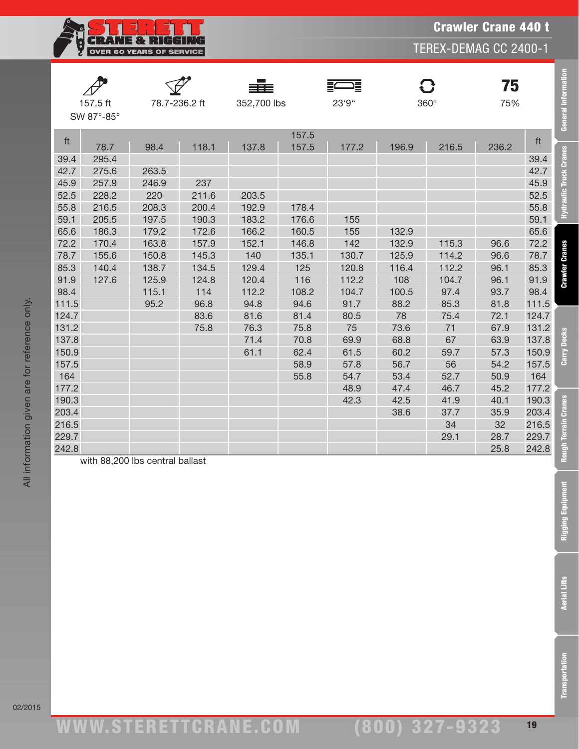# Crawler Crane 440 t

## TEREX-DEMAG CC 2400-1

| 157.5 ft SW 87°-85° | 78.7-236.2 ft | 352,700 lbs | 23'9" | 360° | 75 75% |
|---|---|---|---|---|---|

| ft | 157.5 | | | | | | | | | ft |
|---|---|---|---|---|---|---|---|---|---|---|
| | 78.7 | 98.4 | 118.1 | 137.8 | 157.5 | 177.2 | 196.9 | 216.5 | 236.2 | |
| 39.4 | 295.4 | | | | | | | | | 39.4 |
| 42.7 | 275.6 | 263.5 | | | | | | | | 42.7 |
| 45.9 | 257.9 | 246.9 | 237 | | | | | | | 45.9 |
| 52.5 | 228.2 | 220 | 211.6 | 203.5 | | | | | | 52.5 |
| 55.8 | 216.5 | 208.3 | 200.4 | 192.9 | 178.4 | | | | | 55.8 |
| 59.1 | 205.5 | 197.5 | 190.3 | 183.2 | 176.6 | 155 | | | | 59.1 |
| 65.6 | 186.3 | 179.2 | 172.6 | 166.2 | 160.5 | 155 | 132.9 | | | 65.6 |
| 72.2 | 170.4 | 163.8 | 157.9 | 152.1 | 146.8 | 142 | 132.9 | 115.3 | 96.6 | 72.2 |
| 78.7 | 155.6 | 150.8 | 145.3 | 140 | 135.1 | 130.7 | 125.9 | 114.2 | 96.6 | 78.7 |
| 85.3 | 140.4 | 138.7 | 134.5 | 129.4 | 125 | 120.8 | 116.4 | 112.2 | 96.1 | 85.3 |
| 91.9 | 127.6 | 125.9 | 124.8 | 120.4 | 116 | 112.2 | 108 | 104.7 | 96.1 | 91.9 |
| 98.4 | | 115.1 | 114 | 112.2 | 108.2 | 104.7 | 100.5 | 97.4 | 93.7 | 98.4 |
| 111.5 | | 95.2 | 96.8 | 94.8 | 94.6 | 91.7 | 88.2 | 85.3 | 81.8 | 111.5 |
| 124.7 | | | 83.6 | 81.6 | 81.4 | 80.5 | 78 | 75.4 | 72.1 | 124.7 |
| 131.2 | | | 75.8 | 76.3 | 75.8 | 75 | 73.6 | 71 | 67.9 | 131.2 |
| 137.8 | | | | 71.4 | 70.8 | 69.9 | 68.8 | 67 | 63.9 | 137.8 |
| 150.9 | | | | 61.1 | 62.4 | 61.5 | 60.2 | 59.7 | 57.3 | 150.9 |
| 157.5 | | | | | 58.9 | 57.8 | 56.7 | 56 | 54.2 | 157.5 |
| 164 | | | | | 55.8 | 54.7 | 53.4 | 52.7 | 50.9 | 164 |
| 177.2 | | | | | | 48.9 | 47.4 | 46.7 | 45.2 | 177.2 |
| 190.3 | | | | | | 42.3 | 42.5 | 41.9 | 40.1 | 190.3 |
| 203.4 | | | | | | | 38.6 | 37.7 | 35.9 | 203.4 |
| 216.5 | | | | | | | | 34 | 32 | 216.5 |
| 229.7 | | | | | | | | 29.1 | 28.7 | 229.7 |
| 242.8 | | | | | | | | | 25.8 | 242.8 |

with 88,200 lbs central ballast

All information given are for reference only.

02/2015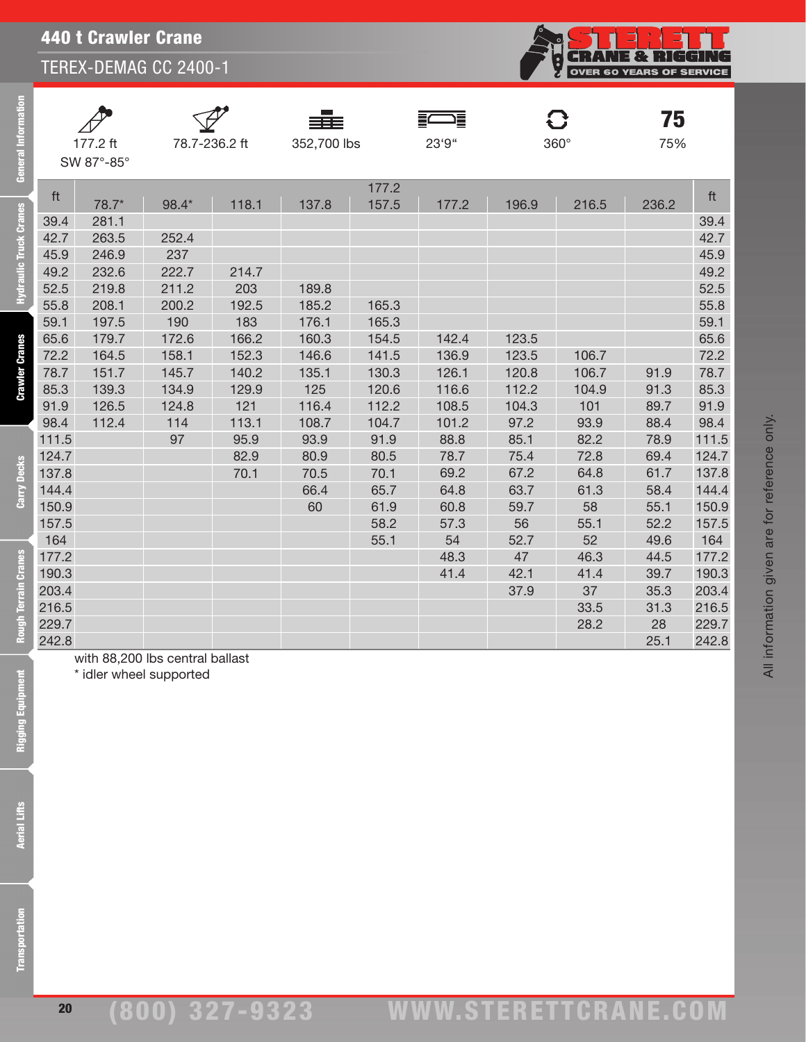# 440 t Crawler Crane

## TEREX-DEMAG CC 2400-1

| 177.2 ft SW 87°-85° | 78.7-236.2 ft | 352,700 lbs | 23'9" | 360° | 75% |
|---|---|---|---|---|---|

| ft | 78.7* | 98.4* | 118.1 | 137.8 | 177.2 157.5 | 177.2 | 196.9 | 216.5 | 236.2 | ft |
|---|---|---|---|---|---|---|---|---|---|---|
| 39.4 | 281.1 | | | | | | | | | 39.4 |
| 42.7 | 263.5 | 252.4 | | | | | | | | 42.7 |
| 45.9 | 246.9 | 237 | | | | | | | | 45.9 |
| 49.2 | 232.6 | 222.7 | 214.7 | | | | | | | 49.2 |
| 52.5 | 219.8 | 211.2 | 203 | 189.8 | | | | | | 52.5 |
| 55.8 | 208.1 | 200.2 | 192.5 | 185.2 | 165.3 | | | | | 55.8 |
| 59.1 | 197.5 | 190 | 183 | 176.1 | 165.3 | | | | | 59.1 |
| 65.6 | 179.7 | 172.6 | 166.2 | 160.3 | 154.5 | 142.4 | 123.5 | | | 65.6 |
| 72.2 | 164.5 | 158.1 | 152.3 | 146.6 | 141.5 | 136.9 | 123.5 | 106.7 | | 72.2 |
| 78.7 | 151.7 | 145.7 | 140.2 | 135.1 | 130.3 | 126.1 | 120.8 | 106.7 | 91.9 | 78.7 |
| 85.3 | 139.3 | 134.9 | 129.9 | 125 | 120.6 | 116.6 | 112.2 | 104.9 | 91.3 | 85.3 |
| 91.9 | 126.5 | 124.8 | 121 | 116.4 | 112.2 | 108.5 | 104.3 | 101 | 89.7 | 91.9 |
| 98.4 | 112.4 | 114 | 113.1 | 108.7 | 104.7 | 101.2 | 97.2 | 93.9 | 88.4 | 98.4 |
| 111.5 | | 97 | 95.9 | 93.9 | 91.9 | 88.8 | 85.1 | 82.2 | 78.9 | 111.5 |
| 124.7 | | | 82.9 | 80.9 | 80.5 | 78.7 | 75.4 | 72.8 | 69.4 | 124.7 |
| 137.8 | | | 70.1 | 70.5 | 70.1 | 69.2 | 67.2 | 64.8 | 61.7 | 137.8 |
| 144.4 | | | | 66.4 | 65.7 | 64.8 | 63.7 | 61.3 | 58.4 | 144.4 |
| 150.9 | | | | 60 | 61.9 | 60.8 | 59.7 | 58 | 55.1 | 150.9 |
| 157.5 | | | | | 58.2 | 57.3 | 56 | 55.1 | 52.2 | 157.5 |
| 164 | | | | | 55.1 | 54 | 52.7 | 52 | 49.6 | 164 |
| 177.2 | | | | | | 48.3 | 47 | 46.3 | 44.5 | 177.2 |
| 190.3 | | | | | | 41.4 | 42.1 | 41.4 | 39.7 | 190.3 |
| 203.4 | | | | | | | 37.9 | 37 | 35.3 | 203.4 |
| 216.5 | | | | | | | | 33.5 | 31.3 | 216.5 |
| 229.7 | | | | | | | | 28.2 | 28 | 229.7 |
| 242.8 | | | | | | | | | 25.1 | 242.8 |

with 88,200 lbs central ballast

* idler wheel supported

All information given are for reference only.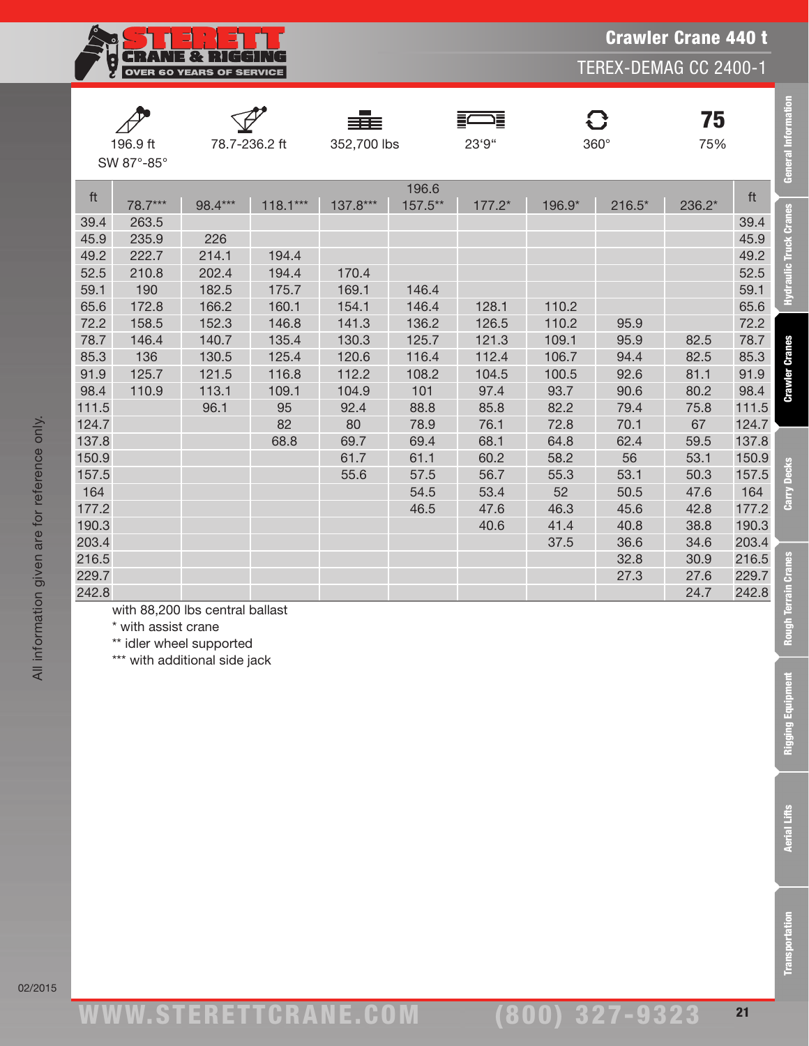# Crawler Crane 440 t

## TEREX-DEMAG CC 2400-1

| 196.9 ft SW 87°-85° | 78.7-236.2 ft | 352,700 lbs | 23'9" | 360° | 75 75% |
|---|---|---|---|---|---|

| ft | 196.6 | | | | | | | | | ft |
|---|---|---|---|---|---|---|---|---|---|---|
| | 78.7*** | 98.4*** | 118.1*** | 137.8*** | 157.5** | 177.2* | 196.9* | 216.5* | 236.2* | |
| 39.4 | 263.5 | | | | | | | | | 39.4 |
| 45.9 | 235.9 | 226 | | | | | | | | 45.9 |
| 49.2 | 222.7 | 214.1 | 194.4 | | | | | | | 49.2 |
| 52.5 | 210.8 | 202.4 | 194.4 | 170.4 | | | | | | 52.5 |
| 59.1 | 190 | 182.5 | 175.7 | 169.1 | 146.4 | | | | | 59.1 |
| 65.6 | 172.8 | 166.2 | 160.1 | 154.1 | 146.4 | 128.1 | 110.2 | | | 65.6 |
| 72.2 | 158.5 | 152.3 | 146.8 | 141.3 | 136.2 | 126.5 | 110.2 | 95.9 | | 72.2 |
| 78.7 | 146.4 | 140.7 | 135.4 | 130.3 | 125.7 | 121.3 | 109.1 | 95.9 | 82.5 | 78.7 |
| 85.3 | 136 | 130.5 | 125.4 | 120.6 | 116.4 | 112.4 | 106.7 | 94.4 | 82.5 | 85.3 |
| 91.9 | 125.7 | 121.5 | 116.8 | 112.2 | 108.2 | 104.5 | 100.5 | 92.6 | 81.1 | 91.9 |
| 98.4 | 110.9 | 113.1 | 109.1 | 104.9 | 101 | 97.4 | 93.7 | 90.6 | 80.2 | 98.4 |
| 111.5 | | 96.1 | 95 | 92.4 | 88.8 | 85.8 | 82.2 | 79.4 | 75.8 | 111.5 |
| 124.7 | | | 82 | 80 | 78.9 | 76.1 | 72.8 | 70.1 | 67 | 124.7 |
| 137.8 | | | 68.8 | 69.7 | 69.4 | 68.1 | 64.8 | 62.4 | 59.5 | 137.8 |
| 150.9 | | | | 61.7 | 61.1 | 60.2 | 58.2 | 56 | 53.1 | 150.9 |
| 157.5 | | | | 55.6 | 57.5 | 56.7 | 55.3 | 53.1 | 50.3 | 157.5 |
| 164 | | | | | 54.5 | 53.4 | 52 | 50.5 | 47.6 | 164 |
| 177.2 | | | | | 46.5 | 47.6 | 46.3 | 45.6 | 42.8 | 177.2 |
| 190.3 | | | | | | 40.6 | 41.4 | 40.8 | 38.8 | 190.3 |
| 203.4 | | | | | | | 37.5 | 36.6 | 34.6 | 203.4 |
| 216.5 | | | | | | | | 32.8 | 30.9 | 216.5 |
| 229.7 | | | | | | | | 27.3 | 27.6 | 229.7 |
| 242.8 | | | | | | | | | 24.7 | 242.8 |

with 88,200 lbs central ballast

* with assist crane

** idler wheel supported

*** with additional side jack

All information given are for reference only.

02/2015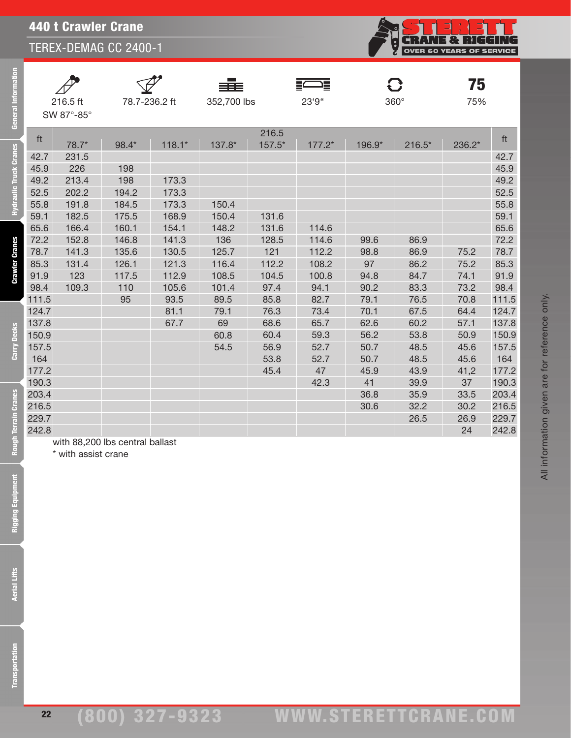# 440 t Crawler Crane

## TEREX-DEMAG CC 2400-1

| 216.5 ft SW 87°-85° | 78.7-236.2 ft | 352,700 lbs | 23'9" | 360° | 75% |
|---|---|---|---|---|---|

| ft | | | | | 216.5 | | | | | ft |
|---|---|---|---|---|---|---|---|---|---|---|
| | 78.7* | 98.4* | 118.1* | 137.8* | 157.5* | 177.2* | 196.9* | 216.5* | 236.2* | |
| 42.7 | 231.5 | | | | | | | | | 42.7 |
| 45.9 | 226 | 198 | | | | | | | | 45.9 |
| 49.2 | 213.4 | 198 | 173.3 | | | | | | | 49.2 |
| 52.5 | 202.2 | 194.2 | 173.3 | | | | | | | 52.5 |
| 55.8 | 191.8 | 184.5 | 173.3 | 150.4 | | | | | | 55.8 |
| 59.1 | 182.5 | 175.5 | 168.9 | 150.4 | 131.6 | | | | | 59.1 |
| 65.6 | 166.4 | 160.1 | 154.1 | 148.2 | 131.6 | 114.6 | | | | 65.6 |
| 72.2 | 152.8 | 146.8 | 141.3 | 136 | 128.5 | 114.6 | 99.6 | 86.9 | | 72.2 |
| 78.7 | 141.3 | 135.6 | 130.5 | 125.7 | 121 | 112.2 | 98.8 | 86.9 | 75.2 | 78.7 |
| 85.3 | 131.4 | 126.1 | 121.3 | 116.4 | 112.2 | 108.2 | 97 | 86.2 | 75.2 | 85.3 |
| 91.9 | 123 | 117.5 | 112.9 | 108.5 | 104.5 | 100.8 | 94.8 | 84.7 | 74.1 | 91.9 |
| 98.4 | 109.3 | 110 | 105.6 | 101.4 | 97.4 | 94.1 | 90.2 | 83.3 | 73.2 | 98.4 |
| 111.5 | | 95 | 93.5 | 89.5 | 85.8 | 82.7 | 79.1 | 76.5 | 70.8 | 111.5 |
| 124.7 | | | 81.1 | 79.1 | 76.3 | 73.4 | 70.1 | 67.5 | 64.4 | 124.7 |
| 137.8 | | | 67.7 | 69 | 68.6 | 65.7 | 62.6 | 60.2 | 57.1 | 137.8 |
| 150.9 | | | | 60.8 | 60.4 | 59.3 | 56.2 | 53.8 | 50.9 | 150.9 |
| 157.5 | | | | 54.5 | 56.9 | 52.7 | 50.7 | 48.5 | 45.6 | 157.5 |
| 164 | | | | | 53.8 | 52.7 | 50.7 | 48.5 | 45.6 | 164 |
| 177.2 | | | | | 45.4 | 47 | 45.9 | 43.9 | 41,2 | 177.2 |
| 190.3 | | | | | | 42.3 | 41 | 39.9 | 37 | 190.3 |
| 203.4 | | | | | | | 36.8 | 35.9 | 33.5 | 203.4 |
| 216.5 | | | | | | | 30.6 | 32.2 | 30.2 | 216.5 |
| 229.7 | | | | | | | | 26.5 | 26.9 | 229.7 |
| 242.8 | | | | | | | | | 24 | 242.8 |

with 88,200 lbs central ballast

\* with assist crane

All information given are for reference only.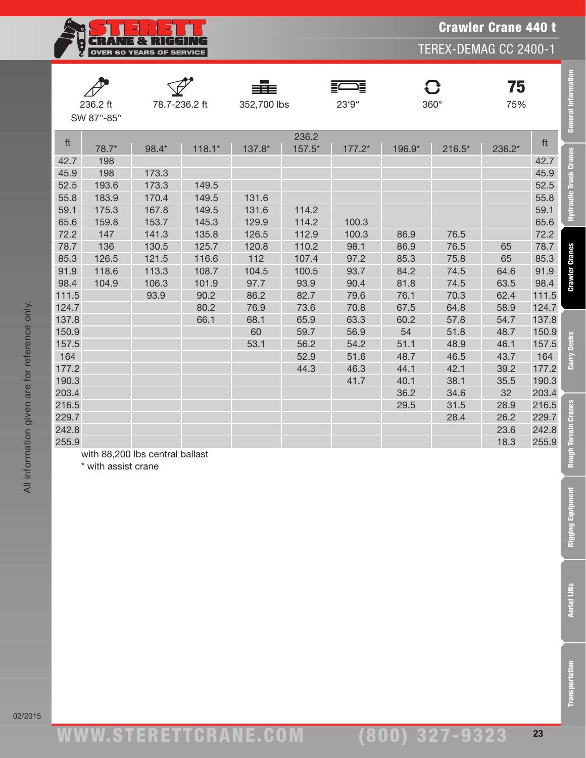# Crawler Crane 440 t

## TEREX-DEMAG CC 2400-1

| 236.2 ft SW 87°-85° | 78.7-236.2 ft | 352,700 lbs | 23'9" | 360° | 75% |
|---|---|---|---|---|---|

| ft | | | | | 236.2 | | | | | ft |
|---|---|---|---|---|---|---|---|---|---|---|
| | 78.7* | 98.4* | 118.1* | 137.8* | 157.5* | 177.2* | 196.9* | 216.5* | 236.2* | |
| 42.7 | 198 | | | | | | | | | 42.7 |
| 45.9 | 198 | 173.3 | | | | | | | | 45.9 |
| 52.5 | 193.6 | 173.3 | 149.5 | | | | | | | 52.5 |
| 55.8 | 183.9 | 170.4 | 149.5 | 131.6 | | | | | | 55.8 |
| 59.1 | 175.3 | 167.8 | 149.5 | 131.6 | 114.2 | | | | | 59.1 |
| 65.6 | 159.8 | 153.7 | 145.3 | 129.9 | 114.2 | 100.3 | | | | 65.6 |
| 72.2 | 147 | 141.3 | 135.8 | 126.5 | 112.9 | 100.3 | 86.9 | 76.5 | | 72.2 |
| 78.7 | 136 | 130.5 | 125.7 | 120.8 | 110.2 | 98.1 | 86.9 | 76.5 | 65 | 78.7 |
| 85.3 | 126.5 | 121.5 | 116.6 | 112 | 107.4 | 97.2 | 85.3 | 75.8 | 65 | 85.3 |
| 91.9 | 118.6 | 113.3 | 108.7 | 104.5 | 100.5 | 93.7 | 84.2 | 74.5 | 64.6 | 91.9 |
| 98.4 | 104.9 | 106.3 | 101.9 | 97.7 | 93.9 | 90.4 | 81.8 | 74.5 | 63.5 | 98.4 |
| 111.5 | | 93.9 | 90.2 | 86.2 | 82.7 | 79.6 | 76.1 | 70.3 | 62.4 | 111.5 |
| 124.7 | | | 80.2 | 76.9 | 73.6 | 70.8 | 67.5 | 64.8 | 58.9 | 124.7 |
| 137.8 | | | 66.1 | 68.1 | 65.9 | 63.3 | 60.2 | 57.8 | 54.7 | 137.8 |
| 150.9 | | | | 60 | 59.7 | 56.9 | 54 | 51.8 | 48.7 | 150.9 |
| 157.5 | | | | 53.1 | 56.2 | 54.2 | 51.1 | 48.9 | 46.1 | 157.5 |
| 164 | | | | | 52.9 | 51.6 | 48.7 | 46.5 | 43.7 | 164 |
| 177.2 | | | | | 44.3 | 46.3 | 44.1 | 42.1 | 39.2 | 177.2 |
| 190.3 | | | | | | 41.7 | 40.1 | 38.1 | 35.5 | 190.3 |
| 203.4 | | | | | | | 36.2 | 34.6 | 32 | 203.4 |
| 216.5 | | | | | | | 29.5 | 31.5 | 28.9 | 216.5 |
| 229.7 | | | | | | | | 28.4 | 26.2 | 229.7 |
| 242.8 | | | | | | | | | 23.6 | 242.8 |
| 255.9 | | | | | | | | | 18.3 | 255.9 |

with 88,200 lbs central ballast

* with assist crane

All information given are for reference only.

02/2015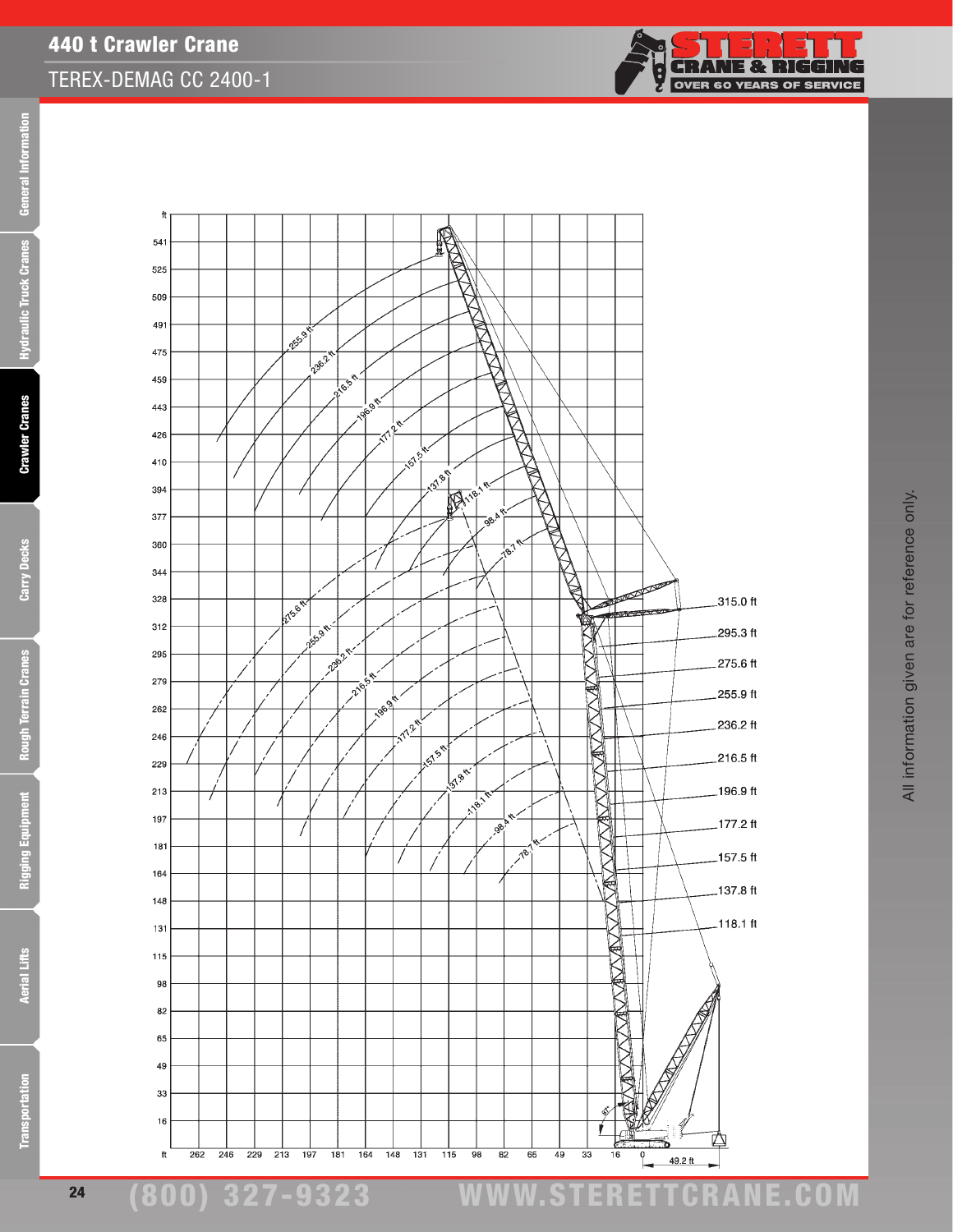# 440 t Crawler Crane

## TEREX-DEMAG CC 2400-1

All information given are for reference only.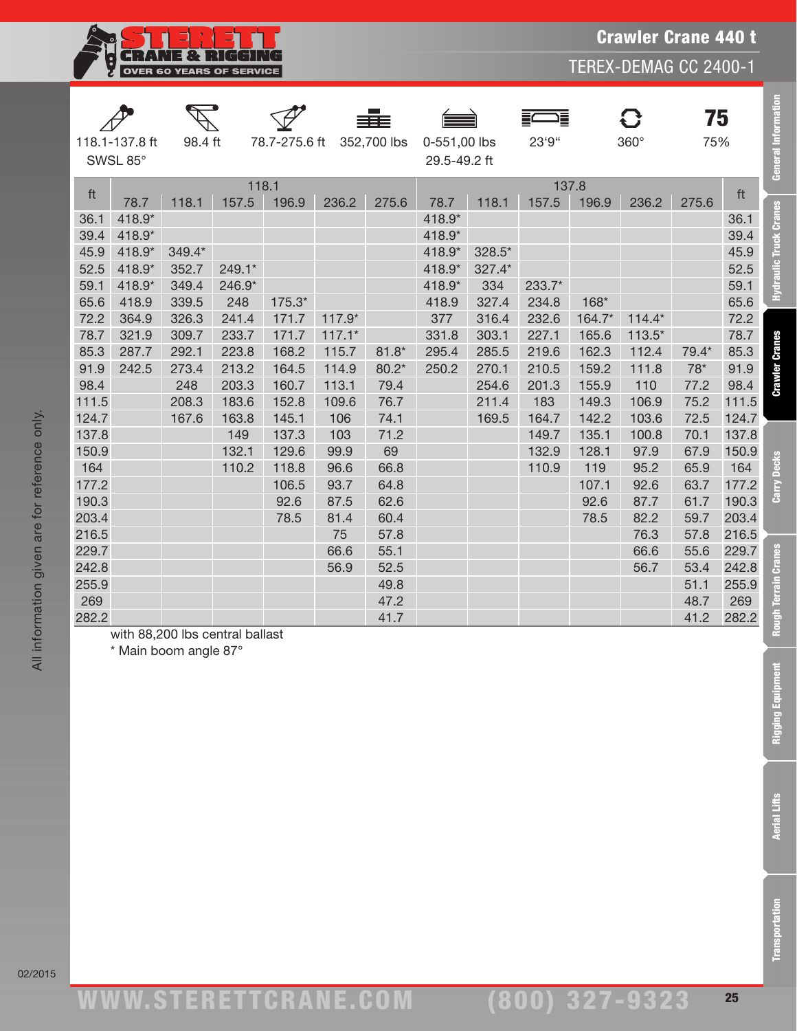# Crawler Crane 440 t

## TEREX-DEMAG CC 2400-1

| 118.1-137.8 ft SWSL 85° | 98.4 ft | 78.7-275.6 ft | 352,700 lbs | 0-551,00 lbs 29.5-49.2 ft | 23'9" | 360° | 75% |
|---|---|---|---|---|---|---|---|

| ft | 118.1 | | | | | | 137.8 | | | | | | ft |
|---|---|---|---|---|---|---|---|---|---|---|---|---|---|
| | 78.7 | 118.1 | 157.5 | 196.9 | 236.2 | 275.6 | 78.7 | 118.1 | 157.5 | 196.9 | 236.2 | 275.6 | |
| 36.1 | 418.9* | | | | | | 418.9* | | | | | | 36.1 |
| 39.4 | 418.9* | | | | | | 418.9* | | | | | | 39.4 |
| 45.9 | 418.9* | 349.4* | | | | | 418.9* | 328.5* | | | | | 45.9 |
| 52.5 | 418.9* | 352.7 | 249.1* | | | | 418.9* | 327.4* | | | | | 52.5 |
| 59.1 | 418.9* | 349.4 | 246.9* | | | | 418.9* | 334 | 233.7* | | | | 59.1 |
| 65.6 | 418.9 | 339.5 | 248 | 175.3* | | | 418.9 | 327.4 | 234.8 | 168* | | | 65.6 |
| 72.2 | 364.9 | 326.3 | 241.4 | 171.7 | 117.9* | | 377 | 316.4 | 232.6 | 164.7* | 114.4* | | 72.2 |
| 78.7 | 321.9 | 309.7 | 233.7 | 171.7 | 117.1* | | 331.8 | 303.1 | 227.1 | 165.6 | 113.5* | | 78.7 |
| 85.3 | 287.7 | 292.1 | 223.8 | 168.2 | 115.7 | 81.8* | 295.4 | 285.5 | 219.6 | 162.3 | 112.4 | 79.4* | 85.3 |
| 91.9 | 242.5 | 273.4 | 213.2 | 164.5 | 114.9 | 80.2* | 250.2 | 270.1 | 210.5 | 159.2 | 111.8 | 78* | 91.9 |
| 98.4 | | 248 | 203.3 | 160.7 | 113.1 | 79.4 | | 254.6 | 201.3 | 155.9 | 110 | 77.2 | 98.4 |
| 111.5 | | 208.3 | 183.6 | 152.8 | 109.6 | 76.7 | | 211.4 | 183 | 149.3 | 106.9 | 75.2 | 111.5 |
| 124.7 | | 167.6 | 163.8 | 145.1 | 106 | 74.1 | | 169.5 | 164.7 | 142.2 | 103.6 | 72.5 | 124.7 |
| 137.8 | | | 149 | 137.3 | 103 | 71.2 | | | 149.7 | 135.1 | 100.8 | 70.1 | 137.8 |
| 150.9 | | | 132.1 | 129.6 | 99.9 | 69 | | | 132.9 | 128.1 | 97.9 | 67.9 | 150.9 |
| 164 | | | 110.2 | 118.8 | 96.6 | 66.8 | | | 110.9 | 119 | 95.2 | 65.9 | 164 |
| 177.2 | | | | 106.5 | 93.7 | 64.8 | | | | 107.1 | 92.6 | 63.7 | 177.2 |
| 190.3 | | | | 92.6 | 87.5 | 62.6 | | | | 92.6 | 87.7 | 61.7 | 190.3 |
| 203.4 | | | | 78.5 | 81.4 | 60.4 | | | | 78.5 | 82.2 | 59.7 | 203.4 |
| 216.5 | | | | | 75 | 57.8 | | | | | 76.3 | 57.8 | 216.5 |
| 229.7 | | | | | 66.6 | 55.1 | | | | | 66.6 | 55.6 | 229.7 |
| 242.8 | | | | | 56.9 | 52.5 | | | | | 56.7 | 53.4 | 242.8 |
| 255.9 | | | | | | 49.8 | | | | | | 51.1 | 255.9 |
| 269 | | | | | | 47.2 | | | | | | 48.7 | 269 |
| 282.2 | | | | | | 41.7 | | | | | | 41.2 | 282.2 |

with 88,200 lbs central ballast

* Main boom angle 87°

All information given are for reference only.

02/2015

WWW.STERETTCRANE.COM (800) 327-9323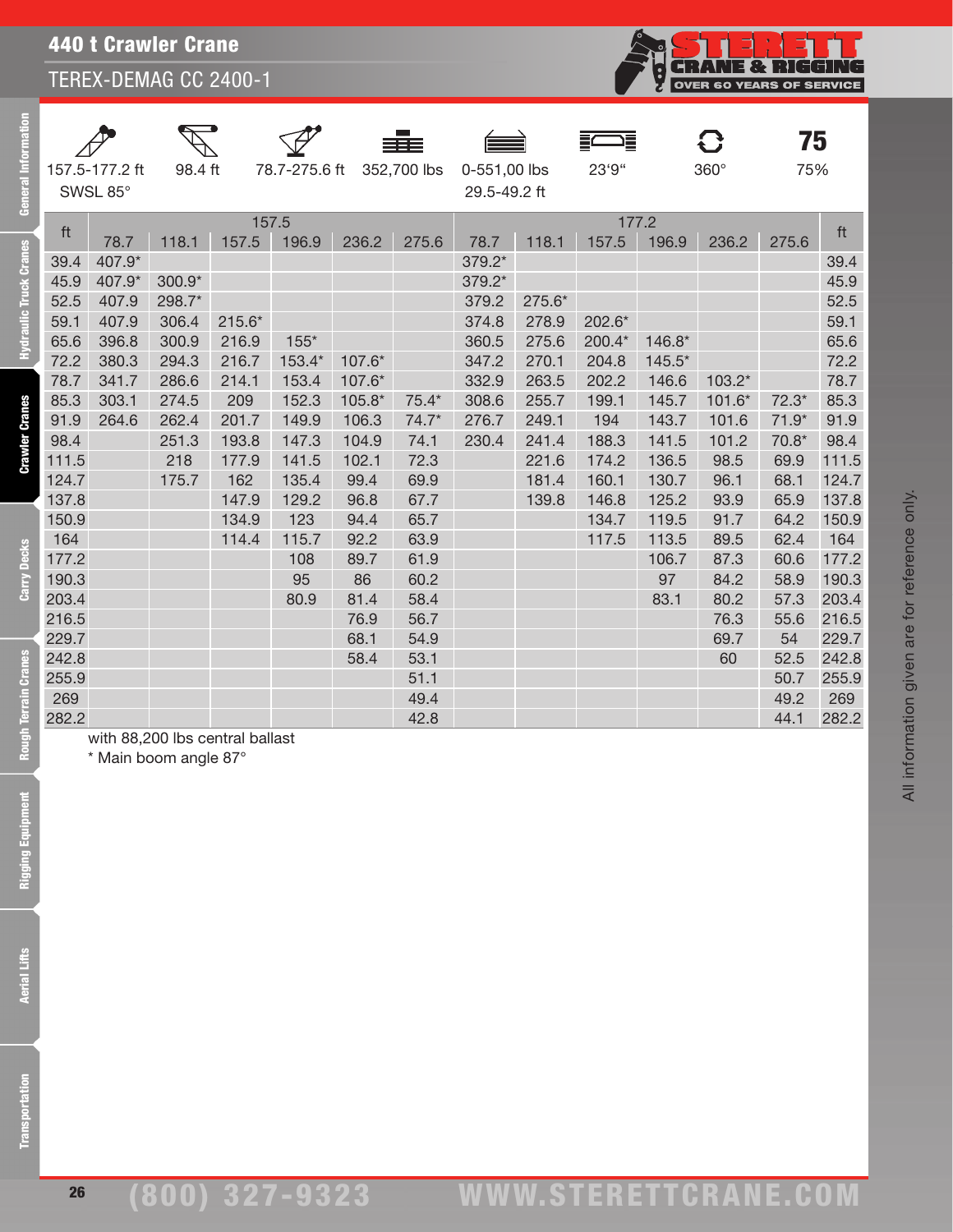# 440 t Crawler Crane

## TEREX-DEMAG CC 2400-1

| | | | | | | | |
|---|---|---|---|---|---|---|---|
| 157.5-177.2 ft SWSL 85° | 98.4 ft | 78.7-275.6 ft | 352,700 lbs | 0-551,00 lbs 29.5-49.2 ft | 23'9" | 360° | 75 75% |

| ft | 157.5 | | | | | | 177.2 | | | | | | ft |
|---|---|---|---|---|---|---|---|---|---|---|---|---|---|
| | 78.7 | 118.1 | 157.5 | 196.9 | 236.2 | 275.6 | 78.7 | 118.1 | 157.5 | 196.9 | 236.2 | 275.6 | |
| 39.4 | 407.9* | | | | | | 379.2* | | | | | | 39.4 |
| 45.9 | 407.9* | 300.9* | | | | | 379.2* | | | | | | 45.9 |
| 52.5 | 407.9 | 298.7* | | | | | 379.2 | 275.6* | | | | | 52.5 |
| 59.1 | 407.9 | 306.4 | 215.6* | | | | 374.8 | 278.9 | 202.6* | | | | 59.1 |
| 65.6 | 396.8 | 300.9 | 216.9 | 155* | | | 360.5 | 275.6 | 200.4* | 146.8* | | | 65.6 |
| 72.2 | 380.3 | 294.3 | 216.7 | 153.4* | 107.6* | | 347.2 | 270.1 | 204.8 | 145.5* | | | 72.2 |
| 78.7 | 341.7 | 286.6 | 214.1 | 153.4 | 107.6* | | 332.9 | 263.5 | 202.2 | 146.6 | 103.2* | | 78.7 |
| 85.3 | 303.1 | 274.5 | 209 | 152.3 | 105.8* | 75.4* | 308.6 | 255.7 | 199.1 | 145.7 | 101.6* | 72.3* | 85.3 |
| 91.9 | 264.6 | 262.4 | 201.7 | 149.9 | 106.3 | 74.7* | 276.7 | 249.1 | 194 | 143.7 | 101.6 | 71.9* | 91.9 |
| 98.4 | | 251.3 | 193.8 | 147.3 | 104.9 | 74.1 | 230.4 | 241.4 | 188.3 | 141.5 | 101.2 | 70.8* | 98.4 |
| 111.5 | | 218 | 177.9 | 141.5 | 102.1 | 72.3 | | 221.6 | 174.2 | 136.5 | 98.5 | 69.9 | 111.5 |
| 124.7 | | 175.7 | 162 | 135.4 | 99.4 | 69.9 | | 181.4 | 160.1 | 130.7 | 96.1 | 68.1 | 124.7 |
| 137.8 | | | 147.9 | 129.2 | 96.8 | 67.7 | | 139.8 | 146.8 | 125.2 | 93.9 | 65.9 | 137.8 |
| 150.9 | | | 134.9 | 123 | 94.4 | 65.7 | | | 134.7 | 119.5 | 91.7 | 64.2 | 150.9 |
| 164 | | | 114.4 | 115.7 | 92.2 | 63.9 | | | 117.5 | 113.5 | 89.5 | 62.4 | 164 |
| 177.2 | | | | 108 | 89.7 | 61.9 | | | | 106.7 | 87.3 | 60.6 | 177.2 |
| 190.3 | | | | 95 | 86 | 60.2 | | | | 97 | 84.2 | 58.9 | 190.3 |
| 203.4 | | | | 80.9 | 81.4 | 58.4 | | | | 83.1 | 80.2 | 57.3 | 203.4 |
| 216.5 | | | | | 76.9 | 56.7 | | | | | 76.3 | 55.6 | 216.5 |
| 229.7 | | | | | 68.1 | 54.9 | | | | | 69.7 | 54 | 229.7 |
| 242.8 | | | | | 58.4 | 53.1 | | | | | 60 | 52.5 | 242.8 |
| 255.9 | | | | | | 51.1 | | | | | | 50.7 | 255.9 |
| 269 | | | | | | 49.4 | | | | | | 49.2 | 269 |
| 282.2 | | | | | | 42.8 | | | | | | 44.1 | 282.2 |

with 88,200 lbs central ballast

* Main boom angle 87°

All information given are for reference only.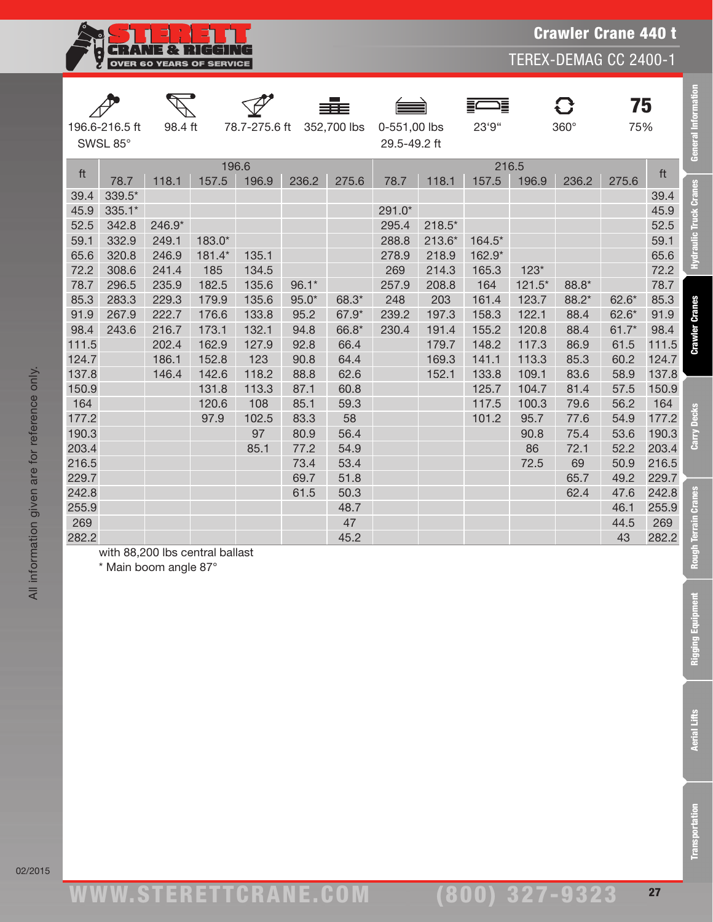# Crawler Crane 440 t

## TEREX-DEMAG CC 2400-1

| 196.6-216.5 ft SWSL 85° | 98.4 ft | 78.7-275.6 ft | 352,700 lbs | 0-551,00 lbs 29.5-49.2 ft | 23'9" | 360° | 75% |
|---|---|---|---|---|---|---|---|

| ft | 196.6 | | | | | | 216.5 | | | | | | ft |
|---|---|---|---|---|---|---|---|---|---|---|---|---|---|
| | 78.7 | 118.1 | 157.5 | 196.9 | 236.2 | 275.6 | 78.7 | 118.1 | 157.5 | 196.9 | 236.2 | 275.6 | |
| 39.4 | 339.5* | | | | | | | | | | | | 39.4 |
| 45.9 | 335.1* | | | | | | 291.0* | | | | | | 45.9 |
| 52.5 | 342.8 | 246.9* | | | | | 295.4 | 218.5* | | | | | 52.5 |
| 59.1 | 332.9 | 249.1 | 183.0* | | | | 288.8 | 213.6* | 164.5* | | | | 59.1 |
| 65.6 | 320.8 | 246.9 | 181.4* | 135.1 | | | 278.9 | 218.9 | 162.9* | | | | 65.6 |
| 72.2 | 308.6 | 241.4 | 185 | 134.5 | | | 269 | 214.3 | 165.3 | 123* | | | 72.2 |
| 78.7 | 296.5 | 235.9 | 182.5 | 135.6 | 96.1* | | 257.9 | 208.8 | 164 | 121.5* | 88.8* | | 78.7 |
| 85.3 | 283.3 | 229.3 | 179.9 | 135.6 | 95.0* | 68.3* | 248 | 203 | 161.4 | 123.7 | 88.2* | 62.6* | 85.3 |
| 91.9 | 267.9 | 222.7 | 176.6 | 133.8 | 95.2 | 67.9* | 239.2 | 197.3 | 158.3 | 122.1 | 88.4 | 62.6* | 91.9 |
| 98.4 | 243.6 | 216.7 | 173.1 | 132.1 | 94.8 | 66.8* | 230.4 | 191.4 | 155.2 | 120.8 | 88.4 | 61.7* | 98.4 |
| 111.5 | | 202.4 | 162.9 | 127.9 | 92.8 | 66.4 | | 179.7 | 148.2 | 117.3 | 86.9 | 61.5 | 111.5 |
| 124.7 | | 186.1 | 152.8 | 123 | 90.8 | 64.4 | | 169.3 | 141.1 | 113.3 | 85.3 | 60.2 | 124.7 |
| 137.8 | | 146.4 | 142.6 | 118.2 | 88.8 | 62.6 | | 152.1 | 133.8 | 109.1 | 83.6 | 58.9 | 137.8 |
| 150.9 | | | 131.8 | 113.3 | 87.1 | 60.8 | | | 125.7 | 104.7 | 81.4 | 57.5 | 150.9 |
| 164 | | | 120.6 | 108 | 85.1 | 59.3 | | | 117.5 | 100.3 | 79.6 | 56.2 | 164 |
| 177.2 | | | 97.9 | 102.5 | 83.3 | 58 | | | 101.2 | 95.7 | 77.6 | 54.9 | 177.2 |
| 190.3 | | | | 97 | 80.9 | 56.4 | | | | 90.8 | 75.4 | 53.6 | 190.3 |
| 203.4 | | | | 85.1 | 77.2 | 54.9 | | | | 86 | 72.1 | 52.2 | 203.4 |
| 216.5 | | | | | 73.4 | 53.4 | | | | 72.5 | 69 | 50.9 | 216.5 |
| 229.7 | | | | | 69.7 | 51.8 | | | | | 65.7 | 49.2 | 229.7 |
| 242.8 | | | | | 61.5 | 50.3 | | | | | 62.4 | 47.6 | 242.8 |
| 255.9 | | | | | | 48.7 | | | | | | 46.1 | 255.9 |
| 269 | | | | | | 47 | | | | | | 44.5 | 269 |
| 282.2 | | | | | | 45.2 | | | | | | 43 | 282.2 |

with 88,200 lbs central ballast

* Main boom angle 87°

All information given are for reference only.

02/2015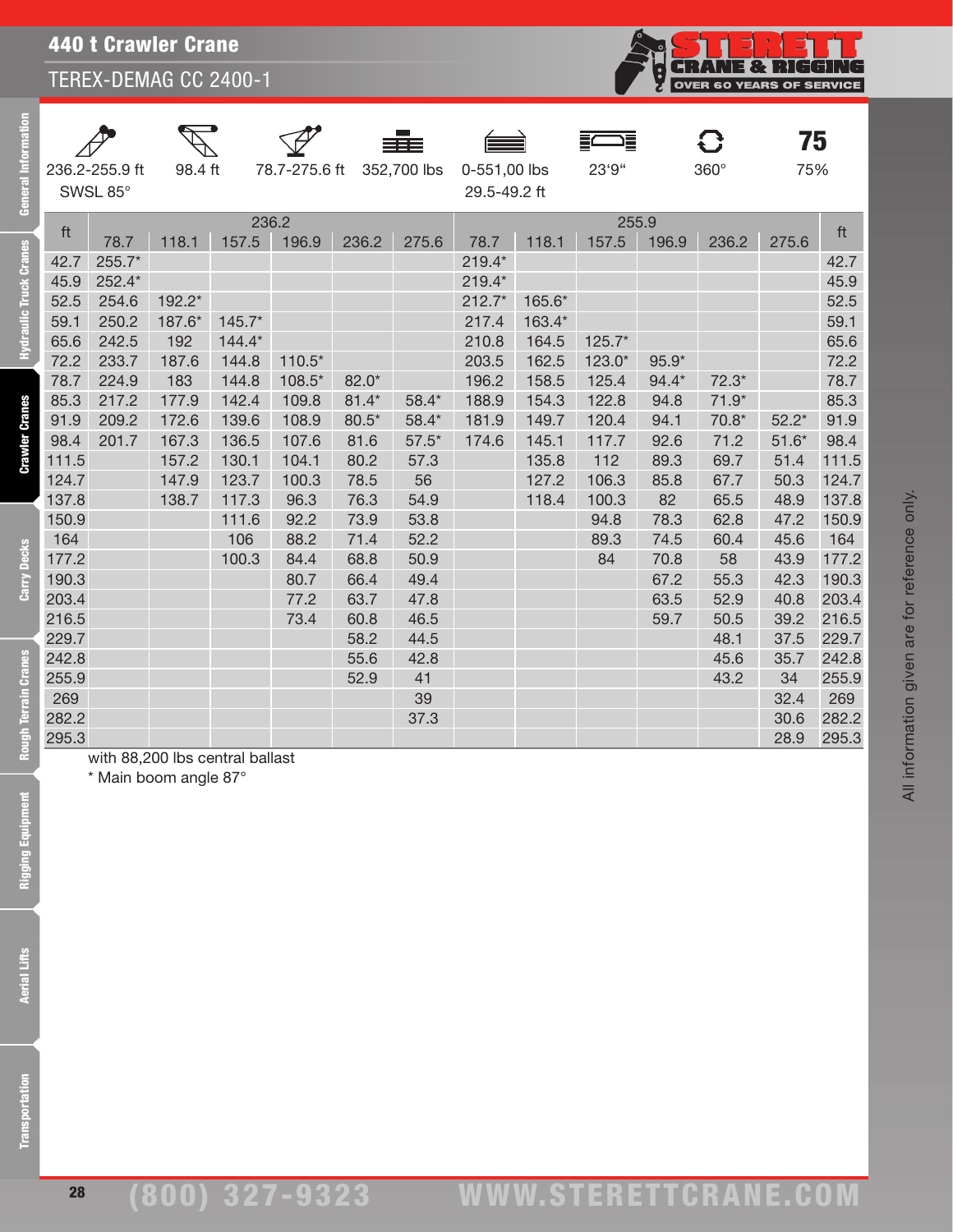# 440 t Crawler Crane

## TEREX-DEMAG CC 2400-1

| 236.2-255.9 ft SWSL 85° | 98.4 ft | 78.7-275.6 ft | 352,700 lbs | 0-551,00 lbs 29.5-49.2 ft | 23'9" | 360° | 75% |
|---|---|---|---|---|---|---|---|

| ft | 236.2 | | | | | | 255.9 | | | | | | ft |
|---|---|---|---|---|---|---|---|---|---|---|---|---|---|
| | 78.7 | 118.1 | 157.5 | 196.9 | 236.2 | 275.6 | 78.7 | 118.1 | 157.5 | 196.9 | 236.2 | 275.6 | |
| 42.7 | 255.7* | | | | | | 219.4* | | | | | | 42.7 |
| 45.9 | 252.4* | | | | | | 219.4* | | | | | | 45.9 |
| 52.5 | 254.6 | 192.2* | | | | | 212.7* | 165.6* | | | | | 52.5 |
| 59.1 | 250.2 | 187.6* | 145.7* | | | | 217.4 | 163.4* | | | | | 59.1 |
| 65.6 | 242.5 | 192 | 144.4* | | | | 210.8 | 164.5 | 125.7* | | | | 65.6 |
| 72.2 | 233.7 | 187.6 | 144.8 | 110.5* | | | 203.5 | 162.5 | 123.0* | 95.9* | | | 72.2 |
| 78.7 | 224.9 | 183 | 144.8 | 108.5* | 82.0* | | 196.2 | 158.5 | 125.4 | 94.4* | 72.3* | | 78.7 |
| 85.3 | 217.2 | 177.9 | 142.4 | 109.8 | 81.4* | 58.4* | 188.9 | 154.3 | 122.8 | 94.8 | 71.9* | | 85.3 |
| 91.9 | 209.2 | 172.6 | 139.6 | 108.9 | 80.5* | 58.4* | 181.9 | 149.7 | 120.4 | 94.1 | 70.8* | 52.2* | 91.9 |
| 98.4 | 201.7 | 167.3 | 136.5 | 107.6 | 81.6 | 57.5* | 174.6 | 145.1 | 117.7 | 92.6 | 71.2 | 51.6* | 98.4 |
| 111.5 | | 157.2 | 130.1 | 104.1 | 80.2 | 57.3 | | 135.8 | 112 | 89.3 | 69.7 | 51.4 | 111.5 |
| 124.7 | | 147.9 | 123.7 | 100.3 | 78.5 | 56 | | 127.2 | 106.3 | 85.8 | 67.7 | 50.3 | 124.7 |
| 137.8 | | 138.7 | 117.3 | 96.3 | 76.3 | 54.9 | | 118.4 | 100.3 | 82 | 65.5 | 48.9 | 137.8 |
| 150.9 | | | 111.6 | 92.2 | 73.9 | 53.8 | | | 94.8 | 78.3 | 62.8 | 47.2 | 150.9 |
| 164 | | | 106 | 88.2 | 71.4 | 52.2 | | | 89.3 | 74.5 | 60.4 | 45.6 | 164 |
| 177.2 | | | 100.3 | 84.4 | 68.8 | 50.9 | | | 84 | 70.8 | 58 | 43.9 | 177.2 |
| 190.3 | | | | 80.7 | 66.4 | 49.4 | | | | 67.2 | 55.3 | 42.3 | 190.3 |
| 203.4 | | | | 77.2 | 63.7 | 47.8 | | | | 63.5 | 52.9 | 40.8 | 203.4 |
| 216.5 | | | | 73.4 | 60.8 | 46.5 | | | | 59.7 | 50.5 | 39.2 | 216.5 |
| 229.7 | | | | | 58.2 | 44.5 | | | | | 48.1 | 37.5 | 229.7 |
| 242.8 | | | | | 55.6 | 42.8 | | | | | 45.6 | 35.7 | 242.8 |
| 255.9 | | | | | 52.9 | 41 | | | | | 43.2 | 34 | 255.9 |
| 269 | | | | | | 39 | | | | | | 32.4 | 269 |
| 282.2 | | | | | | 37.3 | | | | | | 30.6 | 282.2 |
| 295.3 | | | | | | | | | | | | 28.9 | 295.3 |

with 88,200 lbs central ballast

* Main boom angle 87°

All information given are for reference only.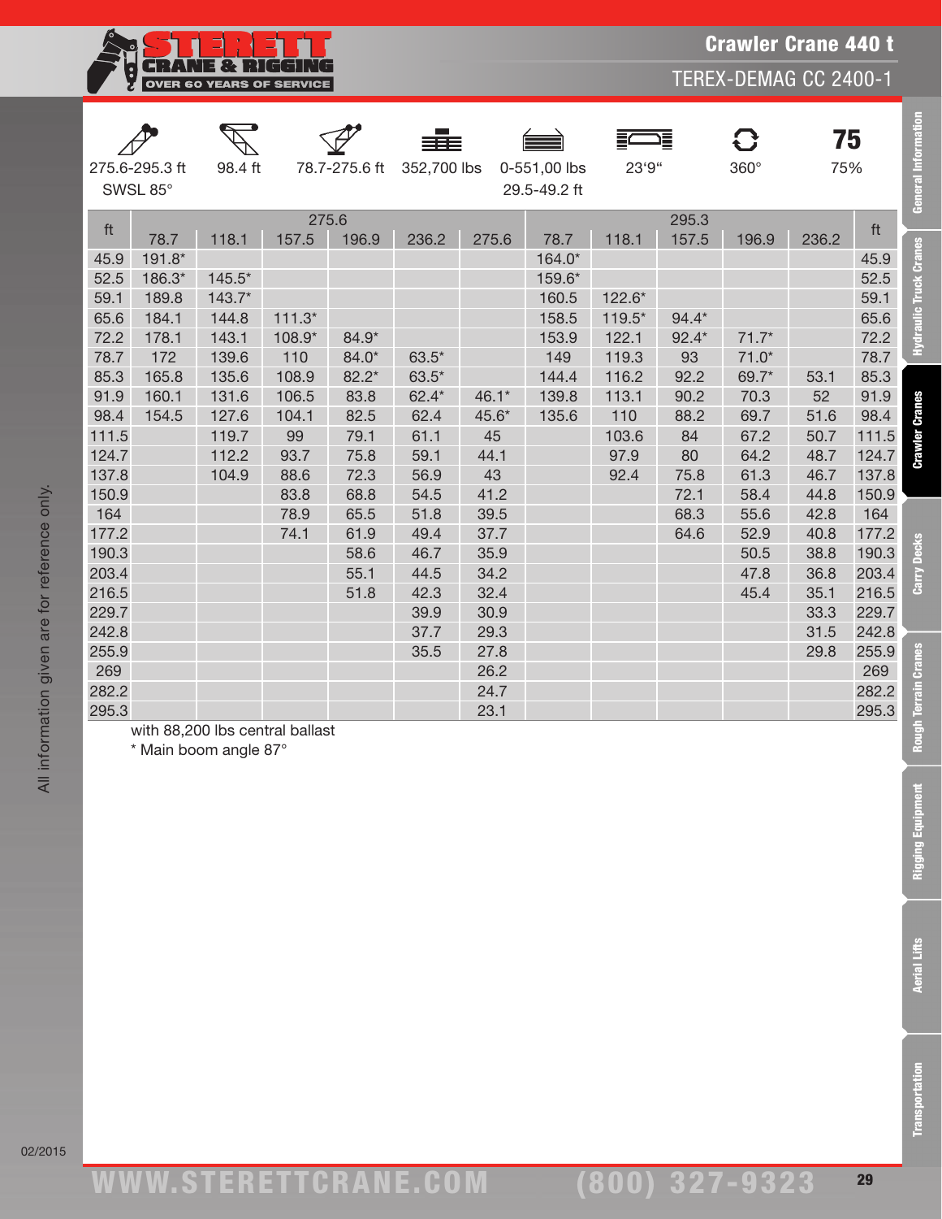# Crawler Crane 440 t

## TEREX-DEMAG CC 2400-1

| 275.6-295.3 ft SWSL 85° | 98.4 ft | 78.7-275.6 ft | 352,700 lbs | 0-551,00 lbs 29.5-49.2 ft | 23'9" | 360° | 75% |
|---|---|---|---|---|---|---|---|

| ft | 275.6 | | | | | | 295.3 | | | | | ft |
|---|---|---|---|---|---|---|---|---|---|---|---|---|
| | 78.7 | 118.1 | 157.5 | 196.9 | 236.2 | 275.6 | 78.7 | 118.1 | 157.5 | 196.9 | 236.2 | |
| 45.9 | 191.8* | | | | | | 164.0* | | | | | 45.9 |
| 52.5 | 186.3* | 145.5* | | | | | 159.6* | | | | | 52.5 |
| 59.1 | 189.8 | 143.7* | | | | | 160.5 | 122.6* | | | | 59.1 |
| 65.6 | 184.1 | 144.8 | 111.3* | | | | 158.5 | 119.5* | 94.4* | | | 65.6 |
| 72.2 | 178.1 | 143.1 | 108.9* | 84.9* | | | 153.9 | 122.1 | 92.4* | 71.7* | | 72.2 |
| 78.7 | 172 | 139.6 | 110 | 84.0* | 63.5* | | 149 | 119.3 | 93 | 71.0* | | 78.7 |
| 85.3 | 165.8 | 135.6 | 108.9 | 82.2* | 63.5* | | 144.4 | 116.2 | 92.2 | 69.7* | 53.1 | 85.3 |
| 91.9 | 160.1 | 131.6 | 106.5 | 83.8 | 62.4* | 46.1* | 139.8 | 113.1 | 90.2 | 70.3 | 52 | 91.9 |
| 98.4 | 154.5 | 127.6 | 104.1 | 82.5 | 62.4 | 45.6* | 135.6 | 110 | 88.2 | 69.7 | 51.6 | 98.4 |
| 111.5 | | 119.7 | 99 | 79.1 | 61.1 | 45 | | 103.6 | 84 | 67.2 | 50.7 | 111.5 |
| 124.7 | | 112.2 | 93.7 | 75.8 | 59.1 | 44.1 | | 97.9 | 80 | 64.2 | 48.7 | 124.7 |
| 137.8 | | 104.9 | 88.6 | 72.3 | 56.9 | 43 | | 92.4 | 75.8 | 61.3 | 46.7 | 137.8 |
| 150.9 | | | 83.8 | 68.8 | 54.5 | 41.2 | | | 72.1 | 58.4 | 44.8 | 150.9 |
| 164 | | | 78.9 | 65.5 | 51.8 | 39.5 | | | 68.3 | 55.6 | 42.8 | 164 |
| 177.2 | | | 74.1 | 61.9 | 49.4 | 37.7 | | | 64.6 | 52.9 | 40.8 | 177.2 |
| 190.3 | | | | 58.6 | 46.7 | 35.9 | | | | 50.5 | 38.8 | 190.3 |
| 203.4 | | | | 55.1 | 44.5 | 34.2 | | | | 47.8 | 36.8 | 203.4 |
| 216.5 | | | | 51.8 | 42.3 | 32.4 | | | | 45.4 | 35.1 | 216.5 |
| 229.7 | | | | | 39.9 | 30.9 | | | | | 33.3 | 229.7 |
| 242.8 | | | | | 37.7 | 29.3 | | | | | 31.5 | 242.8 |
| 255.9 | | | | | 35.5 | 27.8 | | | | | 29.8 | 255.9 |
| 269 | | | | | | 26.2 | | | | | | 269 |
| 282.2 | | | | | | 24.7 | | | | | | 282.2 |
| 295.3 | | | | | | 23.1 | | | | | | 295.3 |

with 88,200 lbs central ballast

* Main boom angle 87°

All information given are for reference only.

02/2015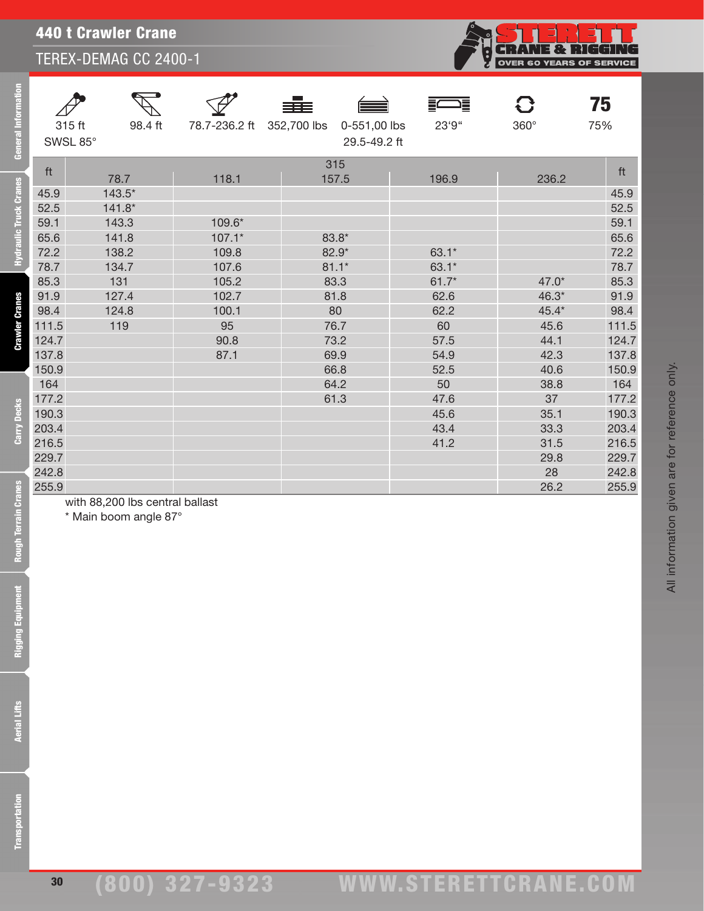# 440 t Crawler Crane

## TEREX-DEMAG CC 2400-1

| | | | | | | | |
|---|---|---|---|---|---|---|---|
| 315 ft SWSL 85° | 98.4 ft | 78.7-236.2 ft | 352,700 lbs | 0-551,00 lbs 29.5-49.2 ft | 23'9" | 360° | 75 75% |

| ft | 315 | | | | | ft |
|---|---|---|---|---|---|---|
| | 78.7 | 118.1 | 157.5 | 196.9 | 236.2 | |
| 45.9 | 143.5* | | | | | 45.9 |
| 52.5 | 141.8* | | | | | 52.5 |
| 59.1 | 143.3 | 109.6* | | | | 59.1 |
| 65.6 | 141.8 | 107.1* | 83.8* | | | 65.6 |
| 72.2 | 138.2 | 109.8 | 82.9* | 63.1* | | 72.2 |
| 78.7 | 134.7 | 107.6 | 81.1* | 63.1* | | 78.7 |
| 85.3 | 131 | 105.2 | 83.3 | 61.7* | 47.0* | 85.3 |
| 91.9 | 127.4 | 102.7 | 81.8 | 62.6 | 46.3* | 91.9 |
| 98.4 | 124.8 | 100.1 | 80 | 62.2 | 45.4* | 98.4 |
| 111.5 | 119 | 95 | 76.7 | 60 | 45.6 | 111.5 |
| 124.7 | | 90.8 | 73.2 | 57.5 | 44.1 | 124.7 |
| 137.8 | | 87.1 | 69.9 | 54.9 | 42.3 | 137.8 |
| 150.9 | | | 66.8 | 52.5 | 40.6 | 150.9 |
| 164 | | | 64.2 | 50 | 38.8 | 164 |
| 177.2 | | | 61.3 | 47.6 | 37 | 177.2 |
| 190.3 | | | | 45.6 | 35.1 | 190.3 |
| 203.4 | | | | 43.4 | 33.3 | 203.4 |
| 216.5 | | | | 41.2 | 31.5 | 216.5 |
| 229.7 | | | | | 29.8 | 229.7 |
| 242.8 | | | | | 28 | 242.8 |
| 255.9 | | | | | 26.2 | 255.9 |

with 88,200 lbs central ballast

* Main boom angle 87°

All information given are for reference only.